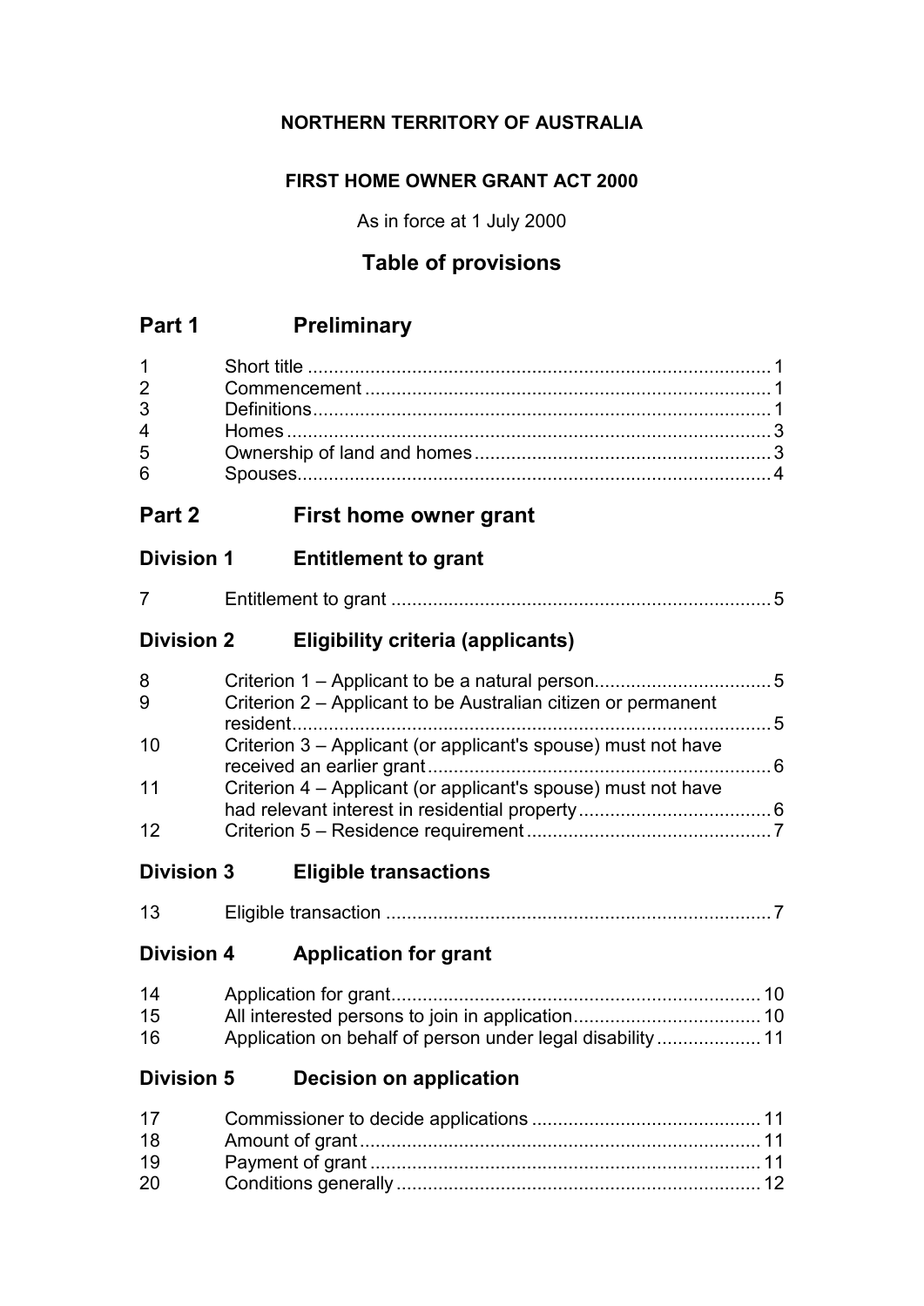**NORTHERN TERRITORY OF AUSTRALIA**

**FIRST HOME OWNER GRANT ACT 2000**

As in force at 1 July 2000

## Table of provisions

## Part 1 Preliminary

| | | |
|---|---|---|
| 1 | Short title | 1 |
| 2 | Commencement | 1 |
| 3 | Definitions | 1 |
| 4 | Homes | 3 |
| 5 | Ownership of land and homes | 3 |
| 6 | Spouses | 4 |

## Part 2 First home owner grant

### Division 1 Entitlement to grant

| | | |
|---|---|---|
| 7 | Entitlement to grant | 5 |

### Division 2 Eligibility criteria (applicants)

| | | |
|---|---|---|
| 8 | Criterion 1 – Applicant to be a natural person | 5 |
| 9 | Criterion 2 – Applicant to be Australian citizen or permanent resident | 5 |
| 10 | Criterion 3 – Applicant (or applicant's spouse) must not have received an earlier grant | 6 |
| 11 | Criterion 4 – Applicant (or applicant's spouse) must not have had relevant interest in residential property | 6 |
| 12 | Criterion 5 – Residence requirement | 7 |

### Division 3 Eligible transactions

| | | |
|---|---|---|
| 13 | Eligible transaction | 7 |

### Division 4 Application for grant

| | | |
|---|---|---|
| 14 | Application for grant | 10 |
| 15 | All interested persons to join in application | 10 |
| 16 | Application on behalf of person under legal disability | 11 |

### Division 5 Decision on application

| | | |
|---|---|---|
| 17 | Commissioner to decide applications | 11 |
| 18 | Amount of grant | 11 |
| 19 | Payment of grant | 11 |
| 20 | Conditions generally | 12 |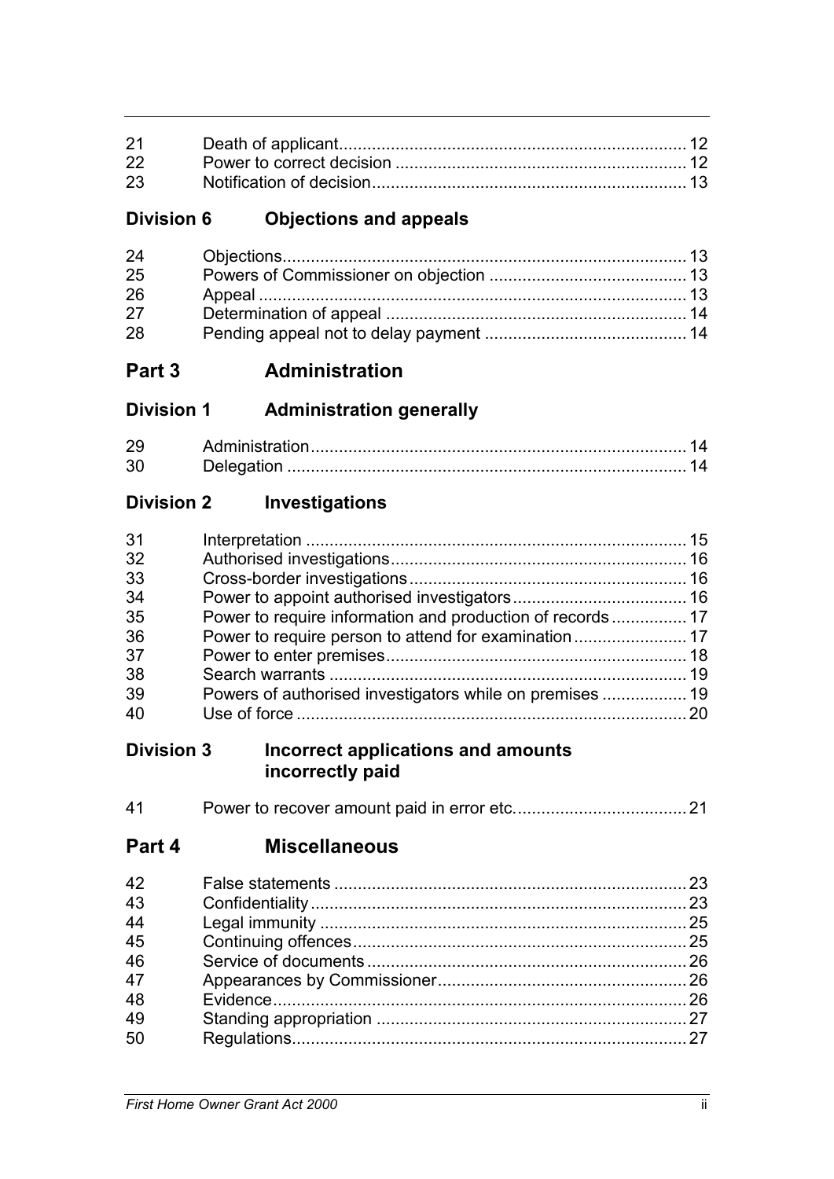| | | |
|---|---|---|
| 21 | Death of applicant | 12 |
| 22 | Power to correct decision | 12 |
| 23 | Notification of decision | 13 |

### Division 6 Objections and appeals

| | | |
|---|---|---|
| 24 | Objections | 13 |
| 25 | Powers of Commissioner on objection | 13 |
| 26 | Appeal | 13 |
| 27 | Determination of appeal | 14 |
| 28 | Pending appeal not to delay payment | 14 |

## Part 3 Administration

### Division 1 Administration generally

| | | |
|---|---|---|
| 29 | Administration | 14 |
| 30 | Delegation | 14 |

### Division 2 Investigations

| | | |
|---|---|---|
| 31 | Interpretation | 15 |
| 32 | Authorised investigations | 16 |
| 33 | Cross-border investigations | 16 |
| 34 | Power to appoint authorised investigators | 16 |
| 35 | Power to require information and production of records | 17 |
| 36 | Power to require person to attend for examination | 17 |
| 37 | Power to enter premises | 18 |
| 38 | Search warrants | 19 |
| 39 | Powers of authorised investigators while on premises | 19 |
| 40 | Use of force | 20 |

### Division 3 Incorrect applications and amounts incorrectly paid

| | | |
|---|---|---|
| 41 | Power to recover amount paid in error etc. | 21 |

## Part 4 Miscellaneous

| | | |
|---|---|---|
| 42 | False statements | 23 |
| 43 | Confidentiality | 23 |
| 44 | Legal immunity | 25 |
| 45 | Continuing offences | 25 |
| 46 | Service of documents | 26 |
| 47 | Appearances by Commissioner | 26 |
| 48 | Evidence | 26 |
| 49 | Standing appropriation | 27 |
| 50 | Regulations | 27 |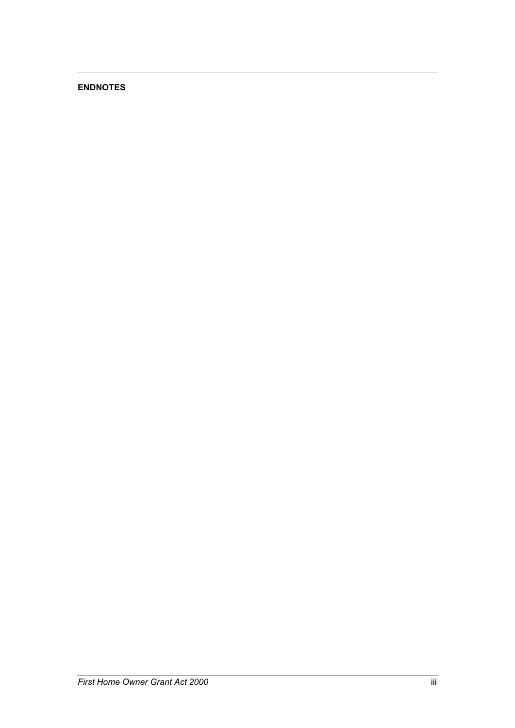**ENDNOTES**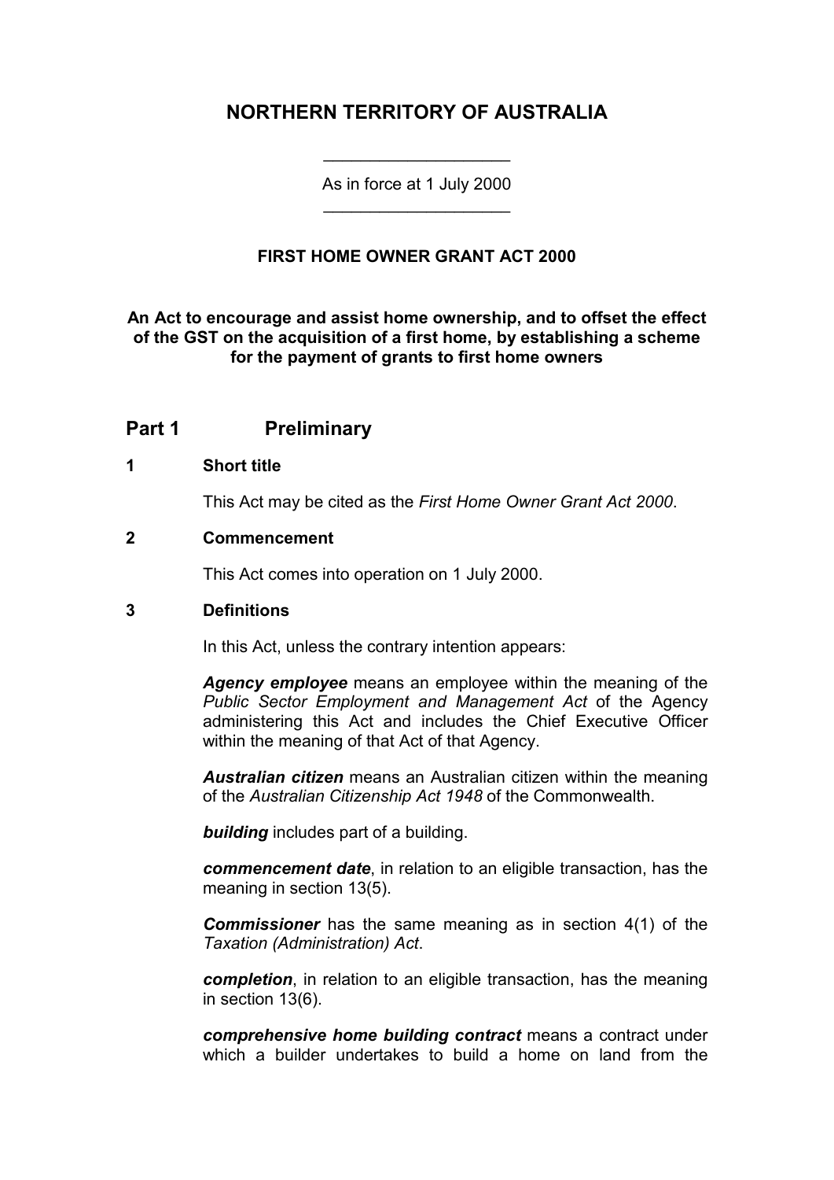# NORTHERN TERRITORY OF AUSTRALIA

As in force at 1 July 2000

**FIRST HOME OWNER GRANT ACT 2000**

**An Act to encourage and assist home ownership, and to offset the effect of the GST on the acquisition of a first home, by establishing a scheme for the payment of grants to first home owners**

## Part 1 Preliminary

### 1 Short title

This Act may be cited as the *First Home Owner Grant Act 2000*.

### 2 Commencement

This Act comes into operation on 1 July 2000.

### 3 Definitions

In this Act, unless the contrary intention appears:

***Agency employee*** means an employee within the meaning of the *Public Sector Employment and Management Act* of the Agency administering this Act and includes the Chief Executive Officer within the meaning of that Act of that Agency.

***Australian citizen*** means an Australian citizen within the meaning of the *Australian Citizenship Act 1948* of the Commonwealth.

***building*** includes part of a building.

***commencement date***, in relation to an eligible transaction, has the meaning in section 13(5).

***Commissioner*** has the same meaning as in section 4(1) of the *Taxation (Administration) Act*.

***completion***, in relation to an eligible transaction, has the meaning in section 13(6).

***comprehensive home building contract*** means a contract under which a builder undertakes to build a home on land from the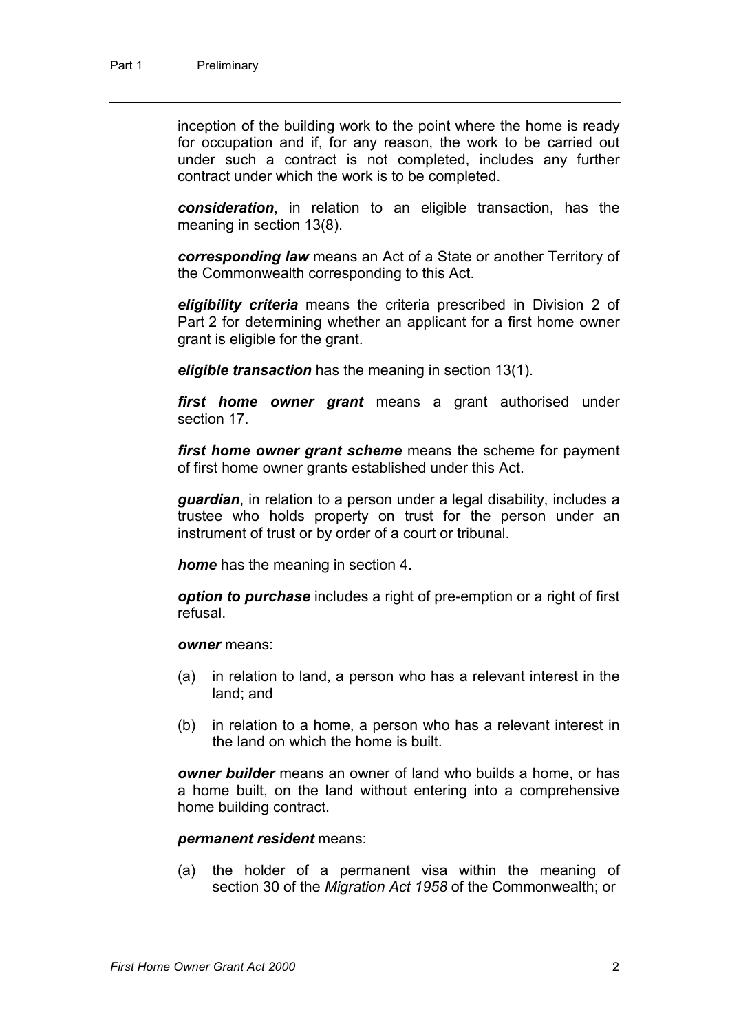inception of the building work to the point where the home is ready for occupation and if, for any reason, the work to be carried out under such a contract is not completed, includes any further contract under which the work is to be completed.

***consideration***, in relation to an eligible transaction, has the meaning in section 13(8).

***corresponding law*** means an Act of a State or another Territory of the Commonwealth corresponding to this Act.

***eligibility criteria*** means the criteria prescribed in Division 2 of Part 2 for determining whether an applicant for a first home owner grant is eligible for the grant.

***eligible transaction*** has the meaning in section 13(1).

***first home owner grant*** means a grant authorised under section 17.

***first home owner grant scheme*** means the scheme for payment of first home owner grants established under this Act.

***guardian***, in relation to a person under a legal disability, includes a trustee who holds property on trust for the person under an instrument of trust or by order of a court or tribunal.

***home*** has the meaning in section 4.

***option to purchase*** includes a right of pre-emption or a right of first refusal.

***owner*** means:

(a) in relation to land, a person who has a relevant interest in the land; and

(b) in relation to a home, a person who has a relevant interest in the land on which the home is built.

***owner builder*** means an owner of land who builds a home, or has a home built, on the land without entering into a comprehensive home building contract.

***permanent resident*** means:

(a) the holder of a permanent visa within the meaning of section 30 of the *Migration Act 1958* of the Commonwealth; or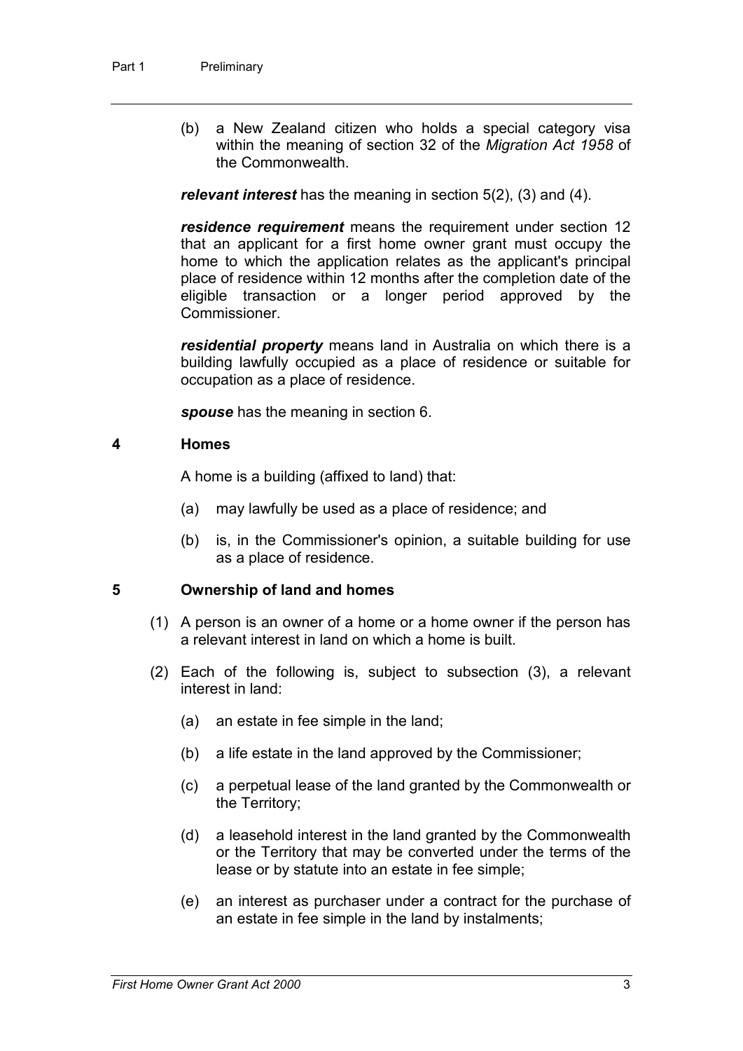(b) a New Zealand citizen who holds a special category visa within the meaning of section 32 of the *Migration Act 1958* of the Commonwealth.

***relevant interest*** has the meaning in section 5(2), (3) and (4).

***residence requirement*** means the requirement under section 12 that an applicant for a first home owner grant must occupy the home to which the application relates as the applicant's principal place of residence within 12 months after the completion date of the eligible transaction or a longer period approved by the Commissioner.

***residential property*** means land in Australia on which there is a building lawfully occupied as a place of residence or suitable for occupation as a place of residence.

***spouse*** has the meaning in section 6.

## 4 Homes

A home is a building (affixed to land) that:

(a) may lawfully be used as a place of residence; and

(b) is, in the Commissioner's opinion, a suitable building for use as a place of residence.

## 5 Ownership of land and homes

(1) A person is an owner of a home or a home owner if the person has a relevant interest in land on which a home is built.

(2) Each of the following is, subject to subsection (3), a relevant interest in land:

(a) an estate in fee simple in the land;

(b) a life estate in the land approved by the Commissioner;

(c) a perpetual lease of the land granted by the Commonwealth or the Territory;

(d) a leasehold interest in the land granted by the Commonwealth or the Territory that may be converted under the terms of the lease or by statute into an estate in fee simple;

(e) an interest as purchaser under a contract for the purchase of an estate in fee simple in the land by instalments;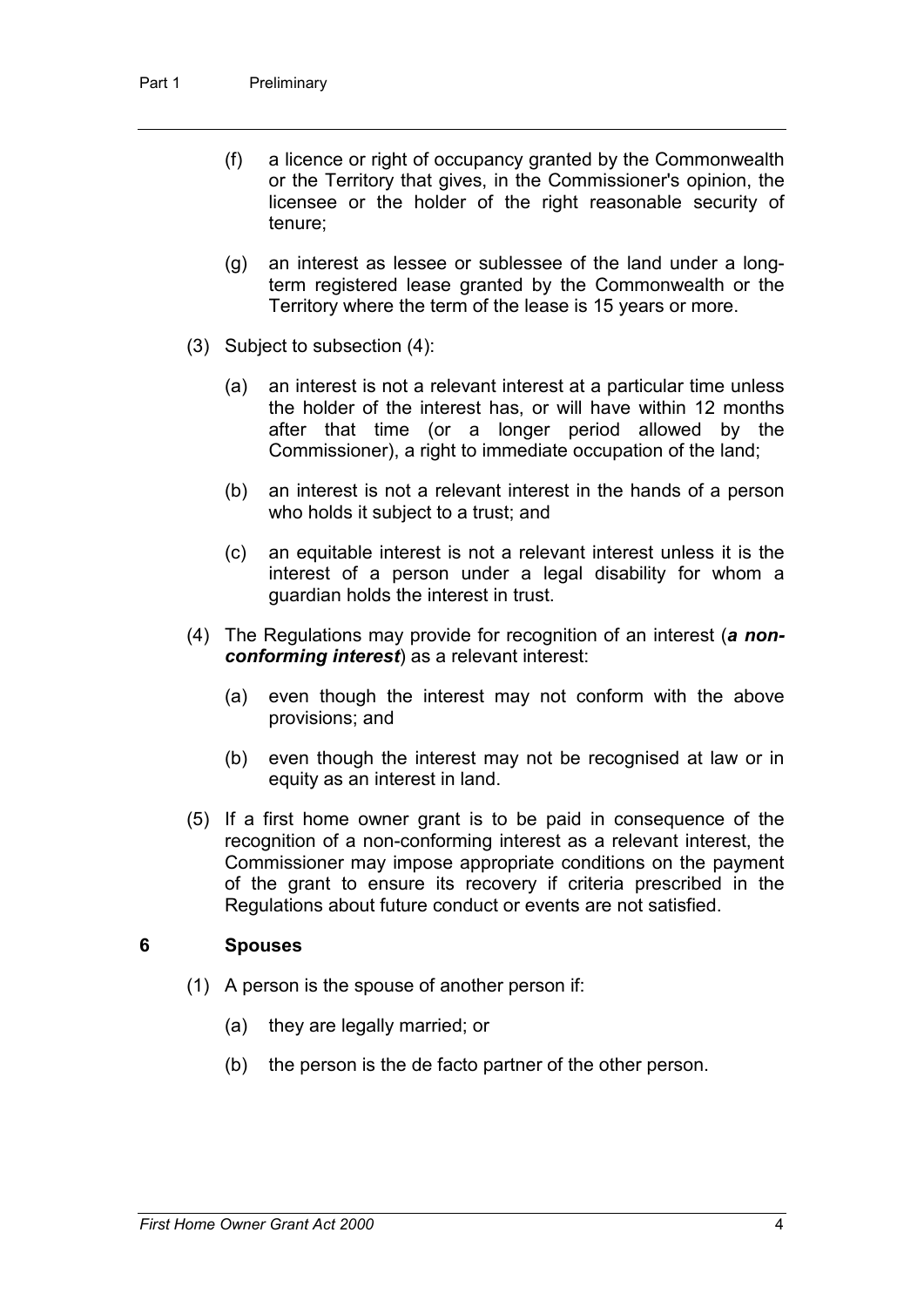(f) a licence or right of occupancy granted by the Commonwealth or the Territory that gives, in the Commissioner's opinion, the licensee or the holder of the right reasonable security of tenure;

(g) an interest as lessee or sublessee of the land under a long-term registered lease granted by the Commonwealth or the Territory where the term of the lease is 15 years or more.

(3) Subject to subsection (4):

(a) an interest is not a relevant interest at a particular time unless the holder of the interest has, or will have within 12 months after that time (or a longer period allowed by the Commissioner), a right to immediate occupation of the land;

(b) an interest is not a relevant interest in the hands of a person who holds it subject to a trust; and

(c) an equitable interest is not a relevant interest unless it is the interest of a person under a legal disability for whom a guardian holds the interest in trust.

(4) The Regulations may provide for recognition of an interest (***a non-conforming interest***) as a relevant interest:

(a) even though the interest may not conform with the above provisions; and

(b) even though the interest may not be recognised at law or in equity as an interest in land.

(5) If a first home owner grant is to be paid in consequence of the recognition of a non-conforming interest as a relevant interest, the Commissioner may impose appropriate conditions on the payment of the grant to ensure its recovery if criteria prescribed in the Regulations about future conduct or events are not satisfied.

## 6 Spouses

(1) A person is the spouse of another person if:

(a) they are legally married; or

(b) the person is the de facto partner of the other person.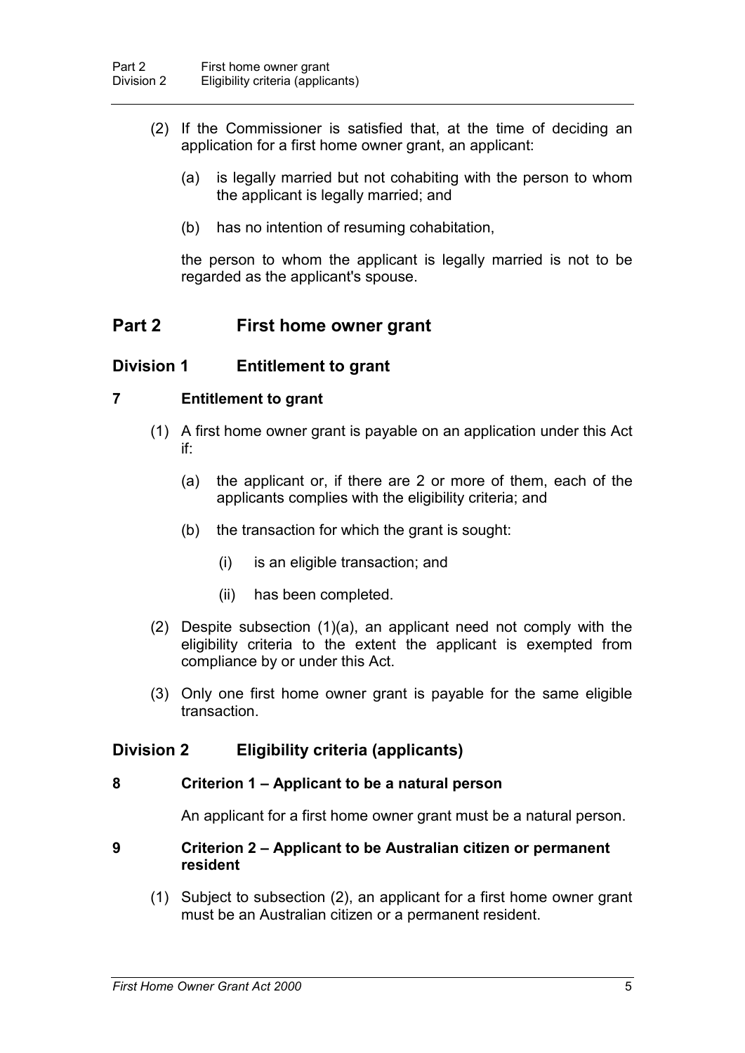(2) If the Commissioner is satisfied that, at the time of deciding an application for a first home owner grant, an applicant:

(a) is legally married but not cohabiting with the person to whom the applicant is legally married; and

(b) has no intention of resuming cohabitation,

the person to whom the applicant is legally married is not to be regarded as the applicant's spouse.

## Part 2 First home owner grant

### Division 1 Entitlement to grant

#### 7 Entitlement to grant

(1) A first home owner grant is payable on an application under this Act if:

(a) the applicant or, if there are 2 or more of them, each of the applicants complies with the eligibility criteria; and

(b) the transaction for which the grant is sought:

(i) is an eligible transaction; and

(ii) has been completed.

(2) Despite subsection (1)(a), an applicant need not comply with the eligibility criteria to the extent the applicant is exempted from compliance by or under this Act.

(3) Only one first home owner grant is payable for the same eligible transaction.

### Division 2 Eligibility criteria (applicants)

#### 8 Criterion 1 – Applicant to be a natural person

An applicant for a first home owner grant must be a natural person.

#### 9 Criterion 2 – Applicant to be Australian citizen or permanent resident

(1) Subject to subsection (2), an applicant for a first home owner grant must be an Australian citizen or a permanent resident.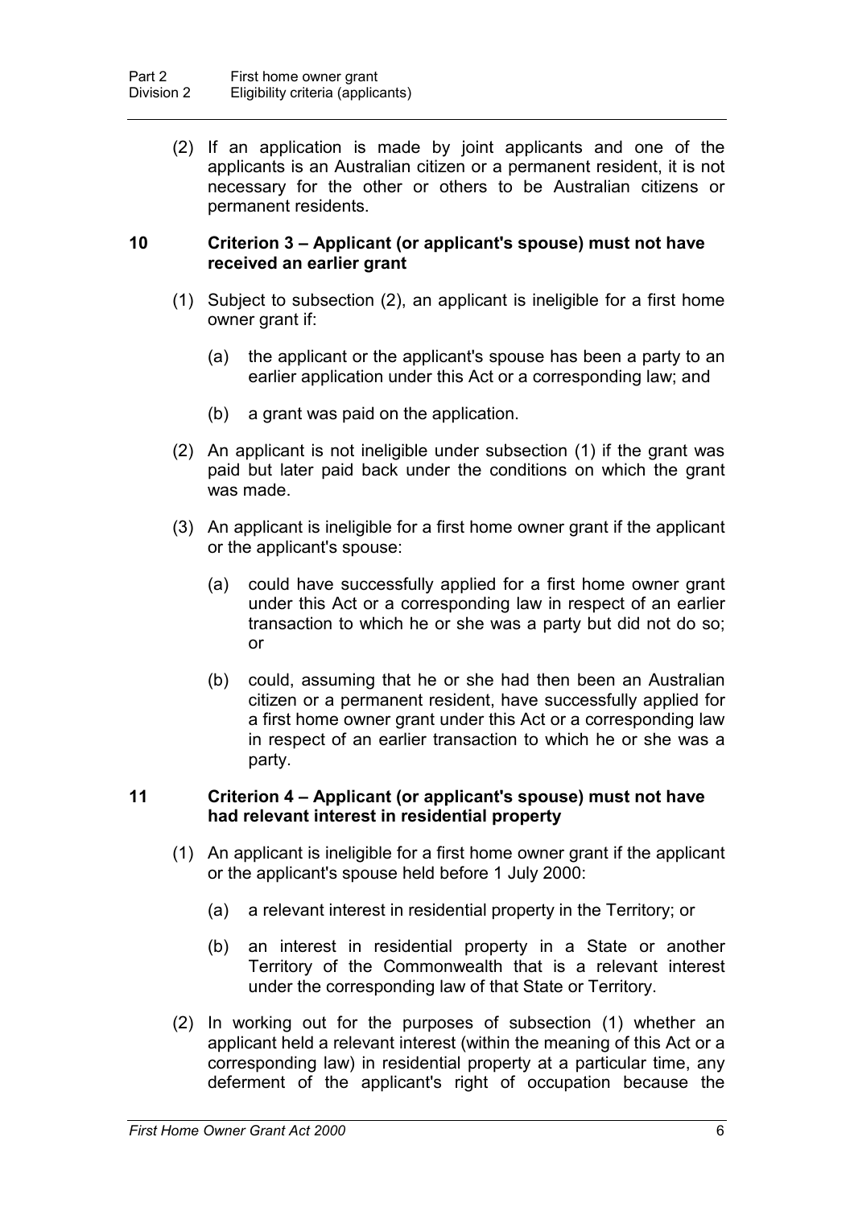(2) If an application is made by joint applicants and one of the applicants is an Australian citizen or a permanent resident, it is not necessary for the other or others to be Australian citizens or permanent residents.

### 10 Criterion 3 – Applicant (or applicant's spouse) must not have received an earlier grant

(1) Subject to subsection (2), an applicant is ineligible for a first home owner grant if:

(a) the applicant or the applicant's spouse has been a party to an earlier application under this Act or a corresponding law; and

(b) a grant was paid on the application.

(2) An applicant is not ineligible under subsection (1) if the grant was paid but later paid back under the conditions on which the grant was made.

(3) An applicant is ineligible for a first home owner grant if the applicant or the applicant's spouse:

(a) could have successfully applied for a first home owner grant under this Act or a corresponding law in respect of an earlier transaction to which he or she was a party but did not do so; or

(b) could, assuming that he or she had then been an Australian citizen or a permanent resident, have successfully applied for a first home owner grant under this Act or a corresponding law in respect of an earlier transaction to which he or she was a party.

### 11 Criterion 4 – Applicant (or applicant's spouse) must not have had relevant interest in residential property

(1) An applicant is ineligible for a first home owner grant if the applicant or the applicant's spouse held before 1 July 2000:

(a) a relevant interest in residential property in the Territory; or

(b) an interest in residential property in a State or another Territory of the Commonwealth that is a relevant interest under the corresponding law of that State or Territory.

(2) In working out for the purposes of subsection (1) whether an applicant held a relevant interest (within the meaning of this Act or a corresponding law) in residential property at a particular time, any deferment of the applicant's right of occupation because the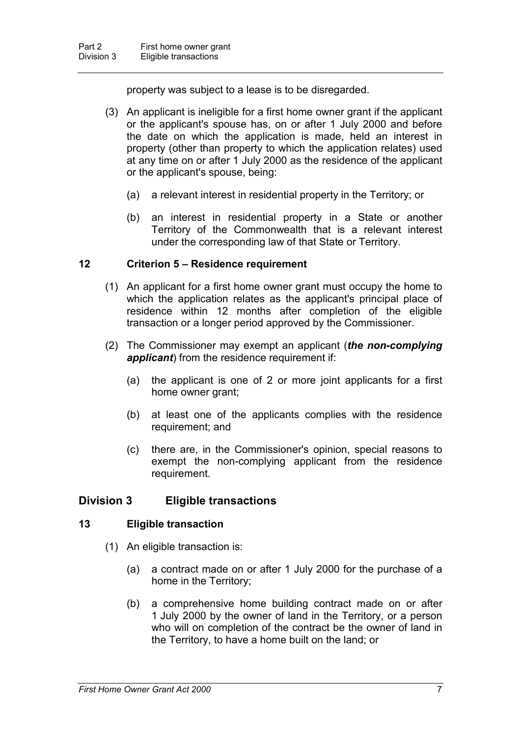property was subject to a lease is to be disregarded.

(3) An applicant is ineligible for a first home owner grant if the applicant or the applicant's spouse has, on or after 1 July 2000 and before the date on which the application is made, held an interest in property (other than property to which the application relates) used at any time on or after 1 July 2000 as the residence of the applicant or the applicant's spouse, being:

(a) a relevant interest in residential property in the Territory; or

(b) an interest in residential property in a State or another Territory of the Commonwealth that is a relevant interest under the corresponding law of that State or Territory.

### 12 Criterion 5 – Residence requirement

(1) An applicant for a first home owner grant must occupy the home to which the application relates as the applicant's principal place of residence within 12 months after completion of the eligible transaction or a longer period approved by the Commissioner.

(2) The Commissioner may exempt an applicant (***the non-complying applicant***) from the residence requirement if:

(a) the applicant is one of 2 or more joint applicants for a first home owner grant;

(b) at least one of the applicants complies with the residence requirement; and

(c) there are, in the Commissioner's opinion, special reasons to exempt the non-complying applicant from the residence requirement.

## Division 3 Eligible transactions

### 13 Eligible transaction

(1) An eligible transaction is:

(a) a contract made on or after 1 July 2000 for the purchase of a home in the Territory;

(b) a comprehensive home building contract made on or after 1 July 2000 by the owner of land in the Territory, or a person who will on completion of the contract be the owner of land in the Territory, to have a home built on the land; or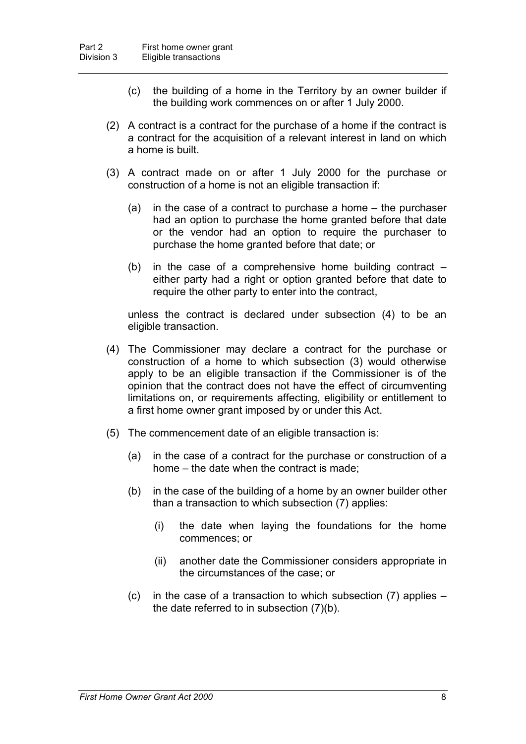(c) the building of a home in the Territory by an owner builder if the building work commences on or after 1 July 2000.

(2) A contract is a contract for the purchase of a home if the contract is a contract for the acquisition of a relevant interest in land on which a home is built.

(3) A contract made on or after 1 July 2000 for the purchase or construction of a home is not an eligible transaction if:

(a) in the case of a contract to purchase a home – the purchaser had an option to purchase the home granted before that date or the vendor had an option to require the purchaser to purchase the home granted before that date; or

(b) in the case of a comprehensive home building contract – either party had a right or option granted before that date to require the other party to enter into the contract,

unless the contract is declared under subsection (4) to be an eligible transaction.

(4) The Commissioner may declare a contract for the purchase or construction of a home to which subsection (3) would otherwise apply to be an eligible transaction if the Commissioner is of the opinion that the contract does not have the effect of circumventing limitations on, or requirements affecting, eligibility or entitlement to a first home owner grant imposed by or under this Act.

(5) The commencement date of an eligible transaction is:

(a) in the case of a contract for the purchase or construction of a home – the date when the contract is made;

(b) in the case of the building of a home by an owner builder other than a transaction to which subsection (7) applies:

(i) the date when laying the foundations for the home commences; or

(ii) another date the Commissioner considers appropriate in the circumstances of the case; or

(c) in the case of a transaction to which subsection (7) applies – the date referred to in subsection (7)(b).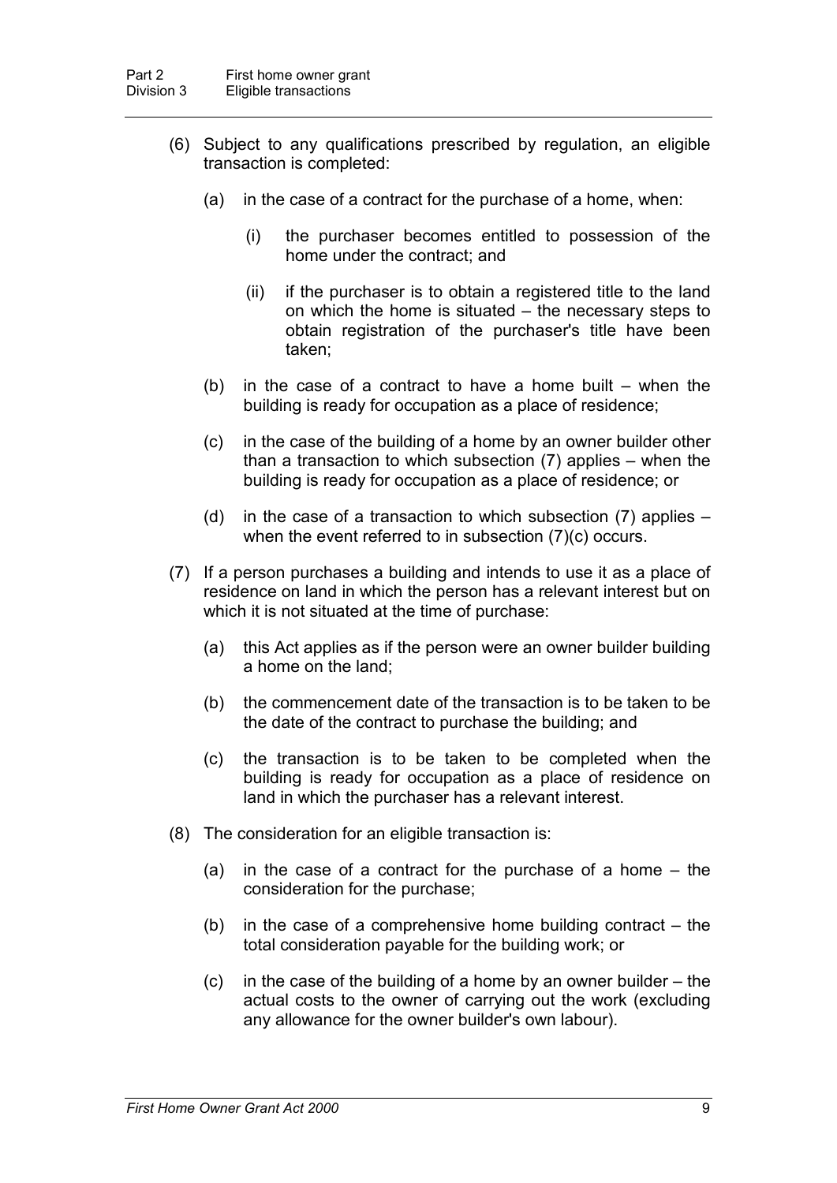(6) Subject to any qualifications prescribed by regulation, an eligible transaction is completed:

- (a) in the case of a contract for the purchase of a home, when:
  - (i) the purchaser becomes entitled to possession of the home under the contract; and
  - (ii) if the purchaser is to obtain a registered title to the land on which the home is situated – the necessary steps to obtain registration of the purchaser's title have been taken;
- (b) in the case of a contract to have a home built – when the building is ready for occupation as a place of residence;
- (c) in the case of the building of a home by an owner builder other than a transaction to which subsection (7) applies – when the building is ready for occupation as a place of residence; or
- (d) in the case of a transaction to which subsection (7) applies – when the event referred to in subsection (7)(c) occurs.

(7) If a person purchases a building and intends to use it as a place of residence on land in which the person has a relevant interest but on which it is not situated at the time of purchase:

- (a) this Act applies as if the person were an owner builder building a home on the land;
- (b) the commencement date of the transaction is to be taken to be the date of the contract to purchase the building; and
- (c) the transaction is to be taken to be completed when the building is ready for occupation as a place of residence on land in which the purchaser has a relevant interest.

(8) The consideration for an eligible transaction is:

- (a) in the case of a contract for the purchase of a home – the consideration for the purchase;
- (b) in the case of a comprehensive home building contract – the total consideration payable for the building work; or
- (c) in the case of the building of a home by an owner builder – the actual costs to the owner of carrying out the work (excluding any allowance for the owner builder's own labour).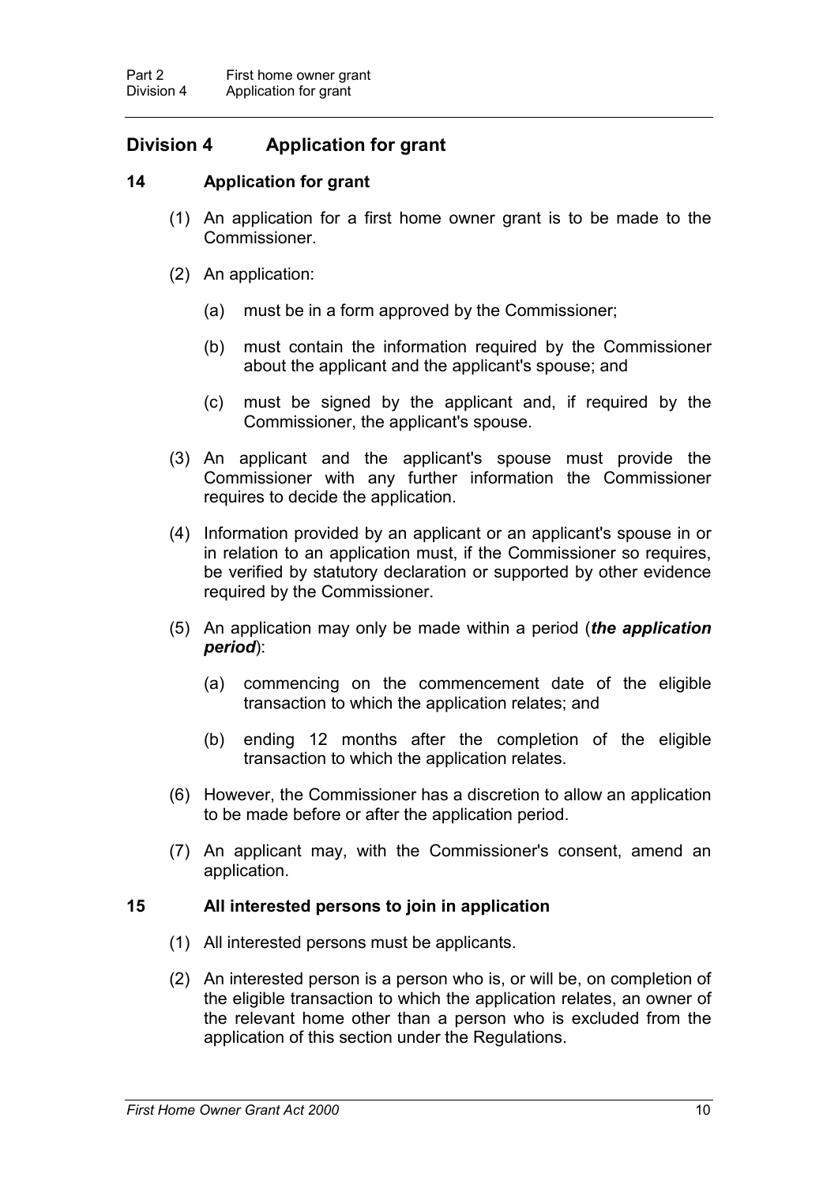## Division 4 Application for grant

### 14 Application for grant

(1) An application for a first home owner grant is to be made to the Commissioner.

(2) An application:

(a) must be in a form approved by the Commissioner;

(b) must contain the information required by the Commissioner about the applicant and the applicant's spouse; and

(c) must be signed by the applicant and, if required by the Commissioner, the applicant's spouse.

(3) An applicant and the applicant's spouse must provide the Commissioner with any further information the Commissioner requires to decide the application.

(4) Information provided by an applicant or an applicant's spouse in or in relation to an application must, if the Commissioner so requires, be verified by statutory declaration or supported by other evidence required by the Commissioner.

(5) An application may only be made within a period (***the application period***):

(a) commencing on the commencement date of the eligible transaction to which the application relates; and

(b) ending 12 months after the completion of the eligible transaction to which the application relates.

(6) However, the Commissioner has a discretion to allow an application to be made before or after the application period.

(7) An applicant may, with the Commissioner's consent, amend an application.

### 15 All interested persons to join in application

(1) All interested persons must be applicants.

(2) An interested person is a person who is, or will be, on completion of the eligible transaction to which the application relates, an owner of the relevant home other than a person who is excluded from the application of this section under the Regulations.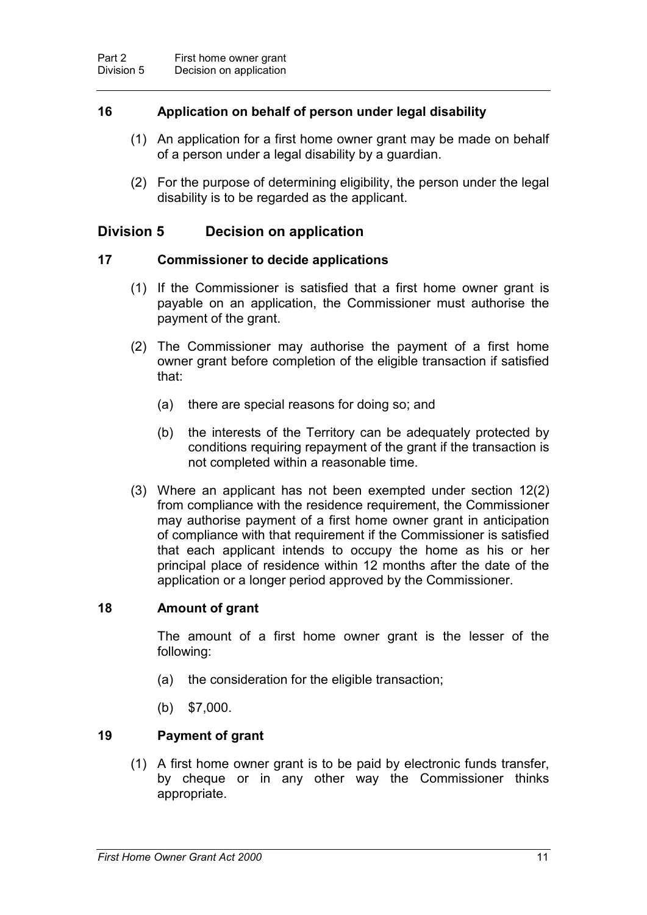## 16 Application on behalf of person under legal disability

(1) An application for a first home owner grant may be made on behalf of a person under a legal disability by a guardian.

(2) For the purpose of determining eligibility, the person under the legal disability is to be regarded as the applicant.

# Division 5 Decision on application

## 17 Commissioner to decide applications

(1) If the Commissioner is satisfied that a first home owner grant is payable on an application, the Commissioner must authorise the payment of the grant.

(2) The Commissioner may authorise the payment of a first home owner grant before completion of the eligible transaction if satisfied that:

(a) there are special reasons for doing so; and

(b) the interests of the Territory can be adequately protected by conditions requiring repayment of the grant if the transaction is not completed within a reasonable time.

(3) Where an applicant has not been exempted under section 12(2) from compliance with the residence requirement, the Commissioner may authorise payment of a first home owner grant in anticipation of compliance with that requirement if the Commissioner is satisfied that each applicant intends to occupy the home as his or her principal place of residence within 12 months after the date of the application or a longer period approved by the Commissioner.

## 18 Amount of grant

The amount of a first home owner grant is the lesser of the following:

(a) the consideration for the eligible transaction;

(b) $7,000.

## 19 Payment of grant

(1) A first home owner grant is to be paid by electronic funds transfer, by cheque or in any other way the Commissioner thinks appropriate.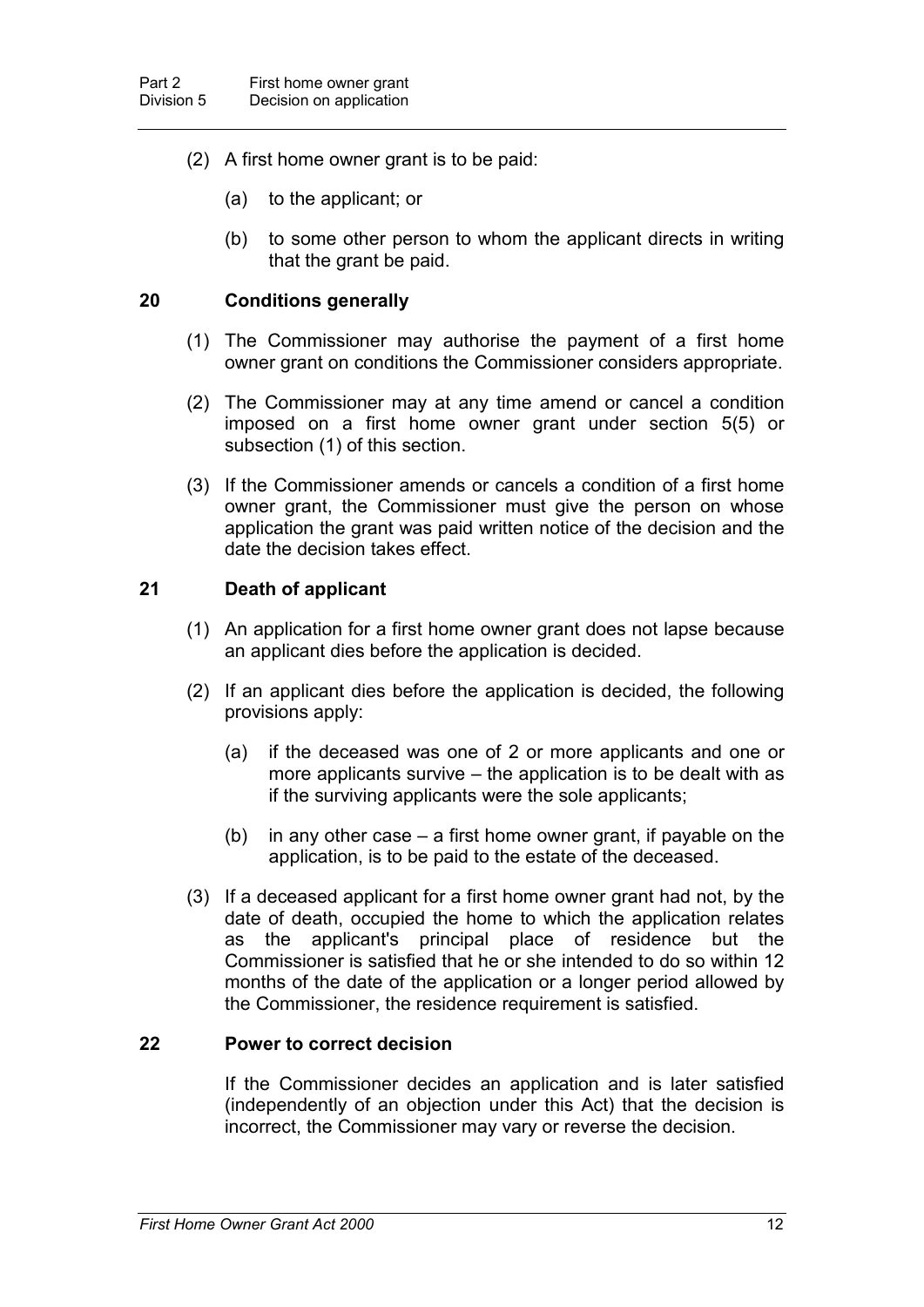(2) A first home owner grant is to be paid:

(a) to the applicant; or

(b) to some other person to whom the applicant directs in writing that the grant be paid.

## 20 Conditions generally

(1) The Commissioner may authorise the payment of a first home owner grant on conditions the Commissioner considers appropriate.

(2) The Commissioner may at any time amend or cancel a condition imposed on a first home owner grant under section 5(5) or subsection (1) of this section.

(3) If the Commissioner amends or cancels a condition of a first home owner grant, the Commissioner must give the person on whose application the grant was paid written notice of the decision and the date the decision takes effect.

## 21 Death of applicant

(1) An application for a first home owner grant does not lapse because an applicant dies before the application is decided.

(2) If an applicant dies before the application is decided, the following provisions apply:

(a) if the deceased was one of 2 or more applicants and one or more applicants survive – the application is to be dealt with as if the surviving applicants were the sole applicants;

(b) in any other case – a first home owner grant, if payable on the application, is to be paid to the estate of the deceased.

(3) If a deceased applicant for a first home owner grant had not, by the date of death, occupied the home to which the application relates as the applicant's principal place of residence but the Commissioner is satisfied that he or she intended to do so within 12 months of the date of the application or a longer period allowed by the Commissioner, the residence requirement is satisfied.

## 22 Power to correct decision

If the Commissioner decides an application and is later satisfied (independently of an objection under this Act) that the decision is incorrect, the Commissioner may vary or reverse the decision.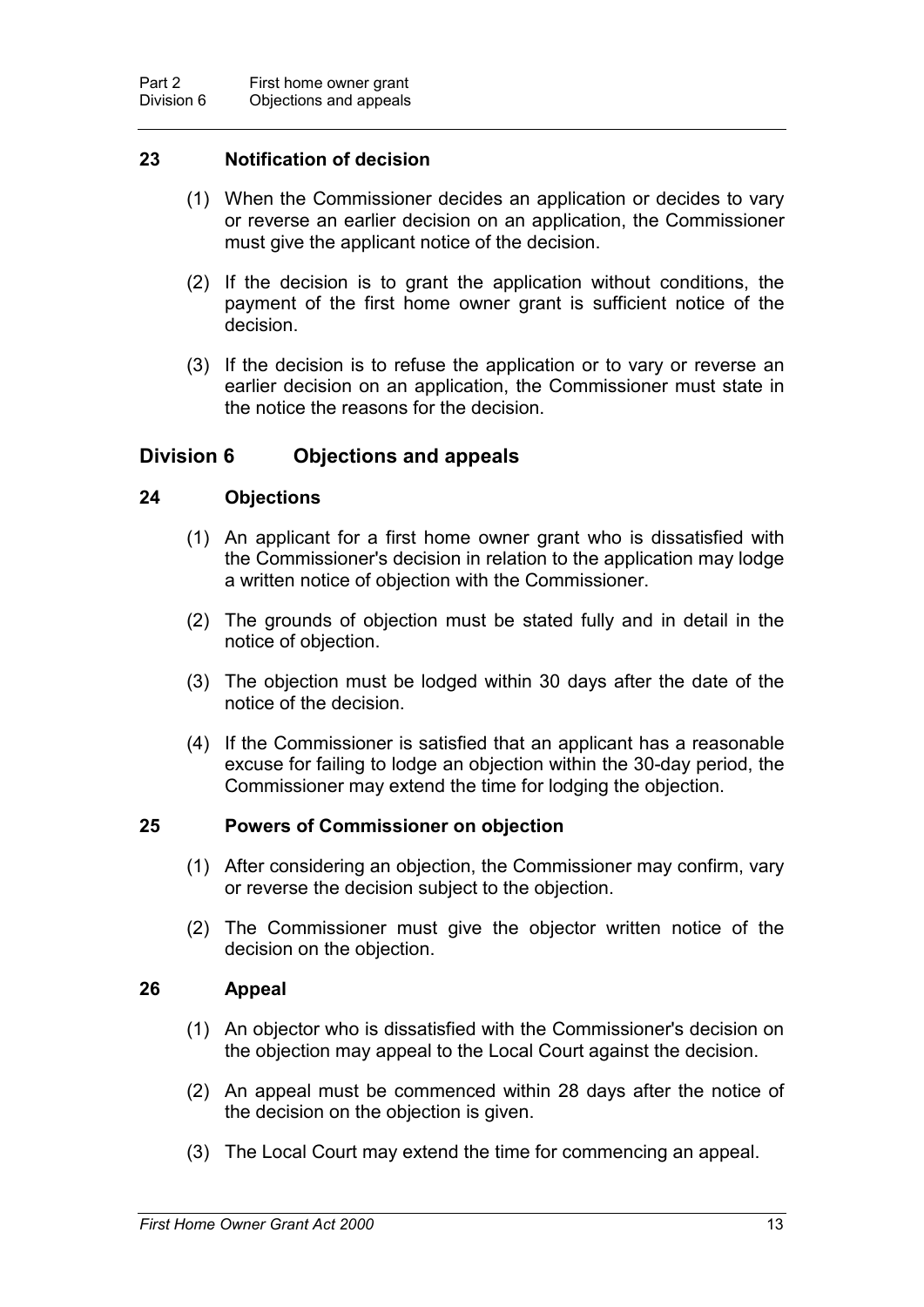### 23 Notification of decision

(1) When the Commissioner decides an application or decides to vary or reverse an earlier decision on an application, the Commissioner must give the applicant notice of the decision.

(2) If the decision is to grant the application without conditions, the payment of the first home owner grant is sufficient notice of the decision.

(3) If the decision is to refuse the application or to vary or reverse an earlier decision on an application, the Commissioner must state in the notice the reasons for the decision.

## Division 6 Objections and appeals

### 24 Objections

(1) An applicant for a first home owner grant who is dissatisfied with the Commissioner's decision in relation to the application may lodge a written notice of objection with the Commissioner.

(2) The grounds of objection must be stated fully and in detail in the notice of objection.

(3) The objection must be lodged within 30 days after the date of the notice of the decision.

(4) If the Commissioner is satisfied that an applicant has a reasonable excuse for failing to lodge an objection within the 30-day period, the Commissioner may extend the time for lodging the objection.

### 25 Powers of Commissioner on objection

(1) After considering an objection, the Commissioner may confirm, vary or reverse the decision subject to the objection.

(2) The Commissioner must give the objector written notice of the decision on the objection.

### 26 Appeal

(1) An objector who is dissatisfied with the Commissioner's decision on the objection may appeal to the Local Court against the decision.

(2) An appeal must be commenced within 28 days after the notice of the decision on the objection is given.

(3) The Local Court may extend the time for commencing an appeal.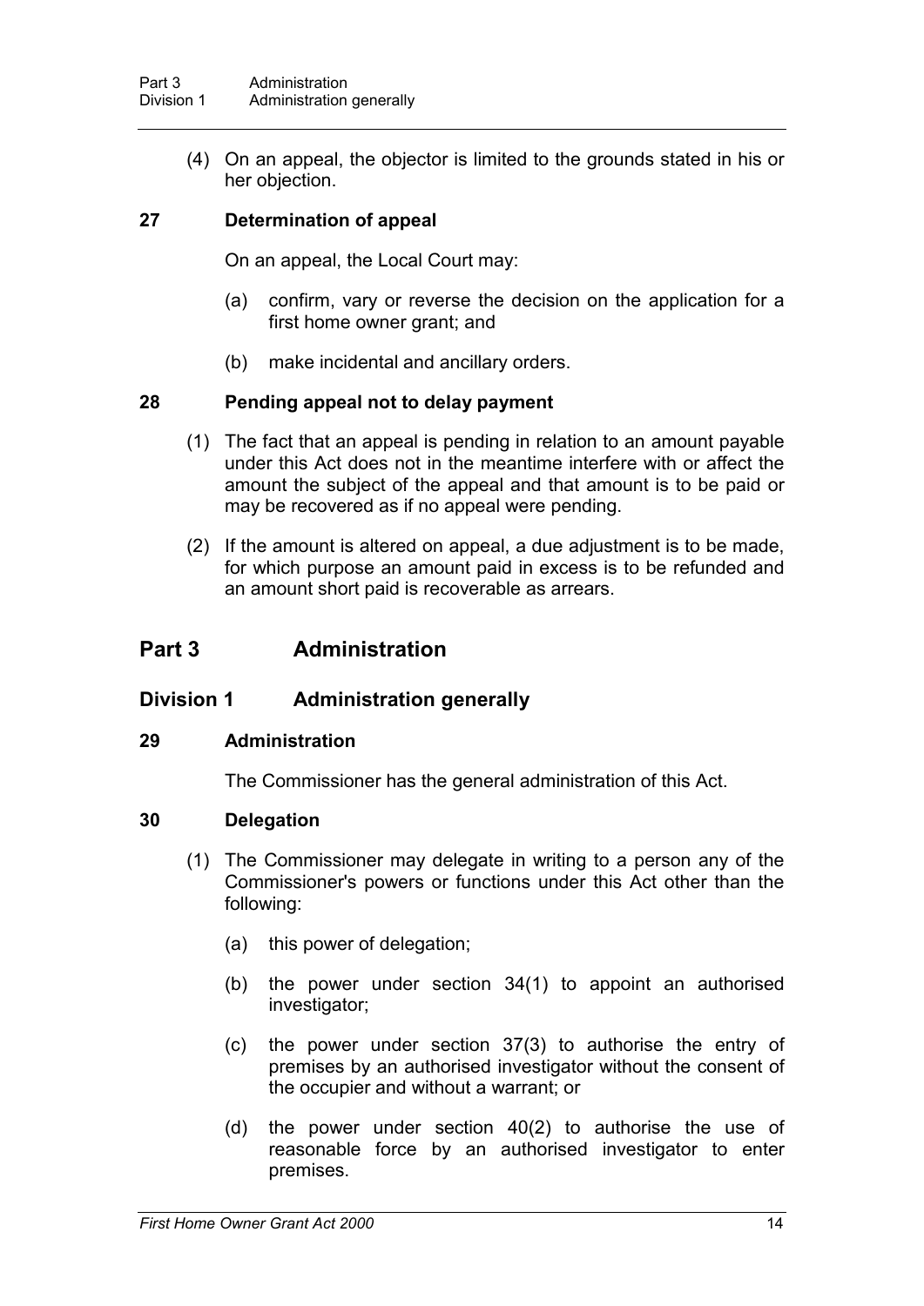(4) On an appeal, the objector is limited to the grounds stated in his or her objection.

### 27 Determination of appeal

On an appeal, the Local Court may:

(a) confirm, vary or reverse the decision on the application for a first home owner grant; and

(b) make incidental and ancillary orders.

### 28 Pending appeal not to delay payment

(1) The fact that an appeal is pending in relation to an amount payable under this Act does not in the meantime interfere with or affect the amount the subject of the appeal and that amount is to be paid or may be recovered as if no appeal were pending.

(2) If the amount is altered on appeal, a due adjustment is to be made, for which purpose an amount paid in excess is to be refunded and an amount short paid is recoverable as arrears.

# Part 3 Administration

## Division 1 Administration generally

### 29 Administration

The Commissioner has the general administration of this Act.

### 30 Delegation

(1) The Commissioner may delegate in writing to a person any of the Commissioner's powers or functions under this Act other than the following:

(a) this power of delegation;

(b) the power under section 34(1) to appoint an authorised investigator;

(c) the power under section 37(3) to authorise the entry of premises by an authorised investigator without the consent of the occupier and without a warrant; or

(d) the power under section 40(2) to authorise the use of reasonable force by an authorised investigator to enter premises.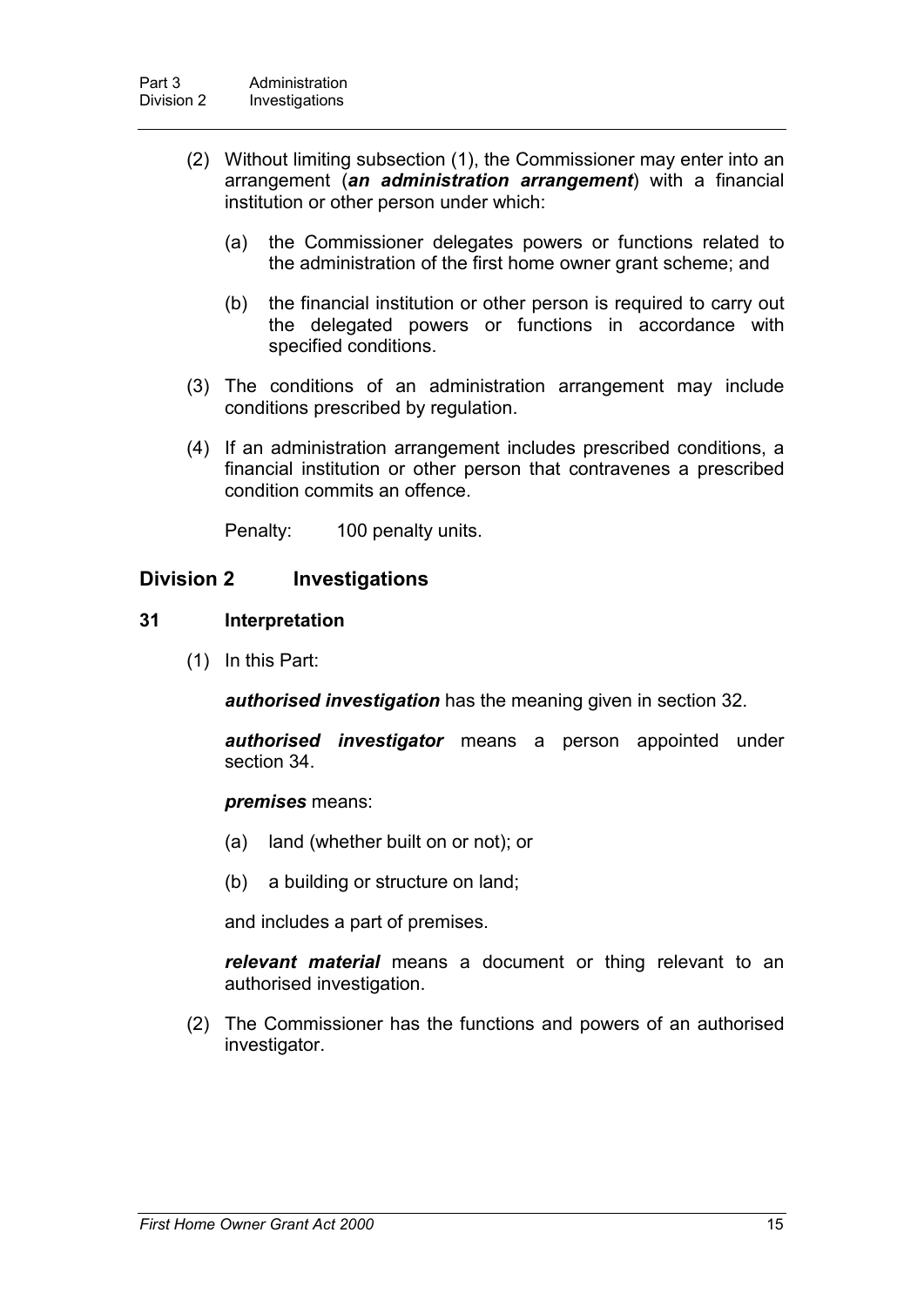(2) Without limiting subsection (1), the Commissioner may enter into an arrangement (***an administration arrangement***) with a financial institution or other person under which:

(a) the Commissioner delegates powers or functions related to the administration of the first home owner grant scheme; and

(b) the financial institution or other person is required to carry out the delegated powers or functions in accordance with specified conditions.

(3) The conditions of an administration arrangement may include conditions prescribed by regulation.

(4) If an administration arrangement includes prescribed conditions, a financial institution or other person that contravenes a prescribed condition commits an offence.

Penalty: 100 penalty units.

## Division 2 Investigations

### 31 Interpretation

(1) In this Part:

***authorised investigation*** has the meaning given in section 32.

***authorised investigator*** means a person appointed under section 34.

***premises*** means:

(a) land (whether built on or not); or

(b) a building or structure on land;

and includes a part of premises.

***relevant material*** means a document or thing relevant to an authorised investigation.

(2) The Commissioner has the functions and powers of an authorised investigator.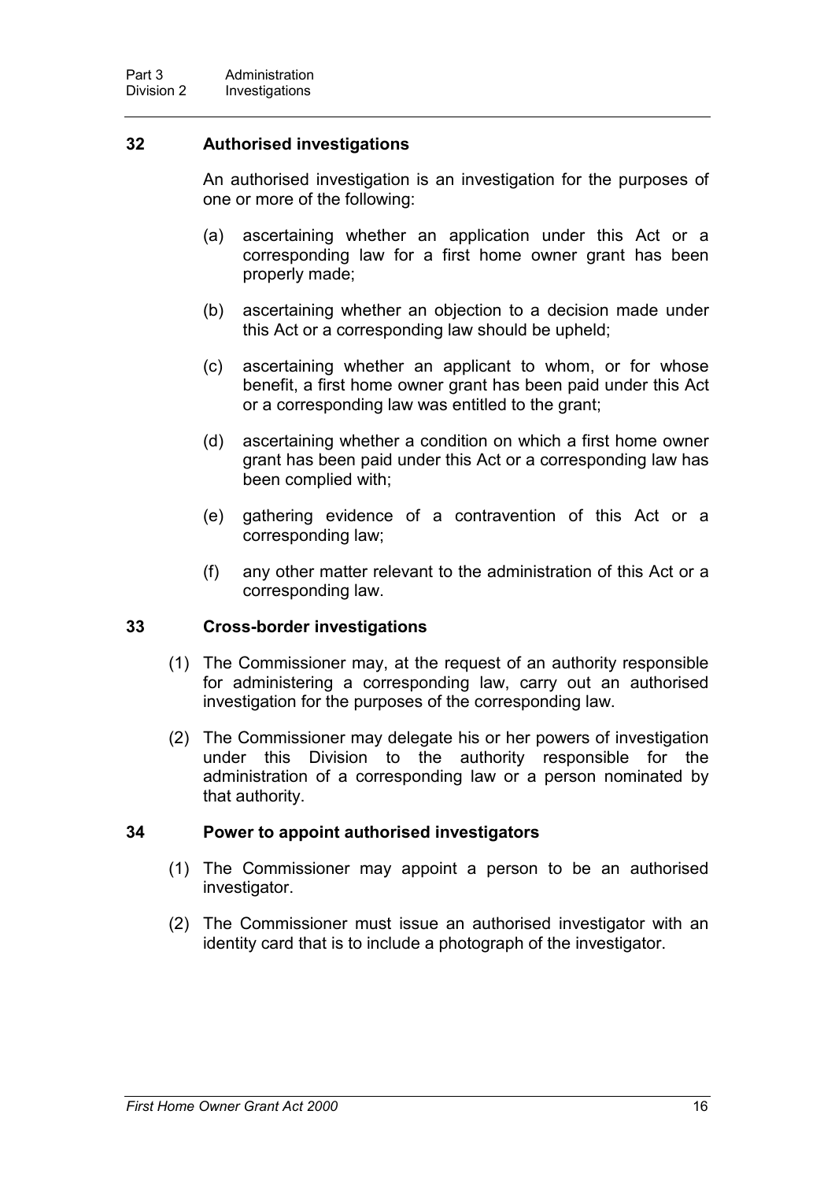### 32 Authorised investigations

An authorised investigation is an investigation for the purposes of one or more of the following:

(a) ascertaining whether an application under this Act or a corresponding law for a first home owner grant has been properly made;

(b) ascertaining whether an objection to a decision made under this Act or a corresponding law should be upheld;

(c) ascertaining whether an applicant to whom, or for whose benefit, a first home owner grant has been paid under this Act or a corresponding law was entitled to the grant;

(d) ascertaining whether a condition on which a first home owner grant has been paid under this Act or a corresponding law has been complied with;

(e) gathering evidence of a contravention of this Act or a corresponding law;

(f) any other matter relevant to the administration of this Act or a corresponding law.

### 33 Cross-border investigations

(1) The Commissioner may, at the request of an authority responsible for administering a corresponding law, carry out an authorised investigation for the purposes of the corresponding law.

(2) The Commissioner may delegate his or her powers of investigation under this Division to the authority responsible for the administration of a corresponding law or a person nominated by that authority.

### 34 Power to appoint authorised investigators

(1) The Commissioner may appoint a person to be an authorised investigator.

(2) The Commissioner must issue an authorised investigator with an identity card that is to include a photograph of the investigator.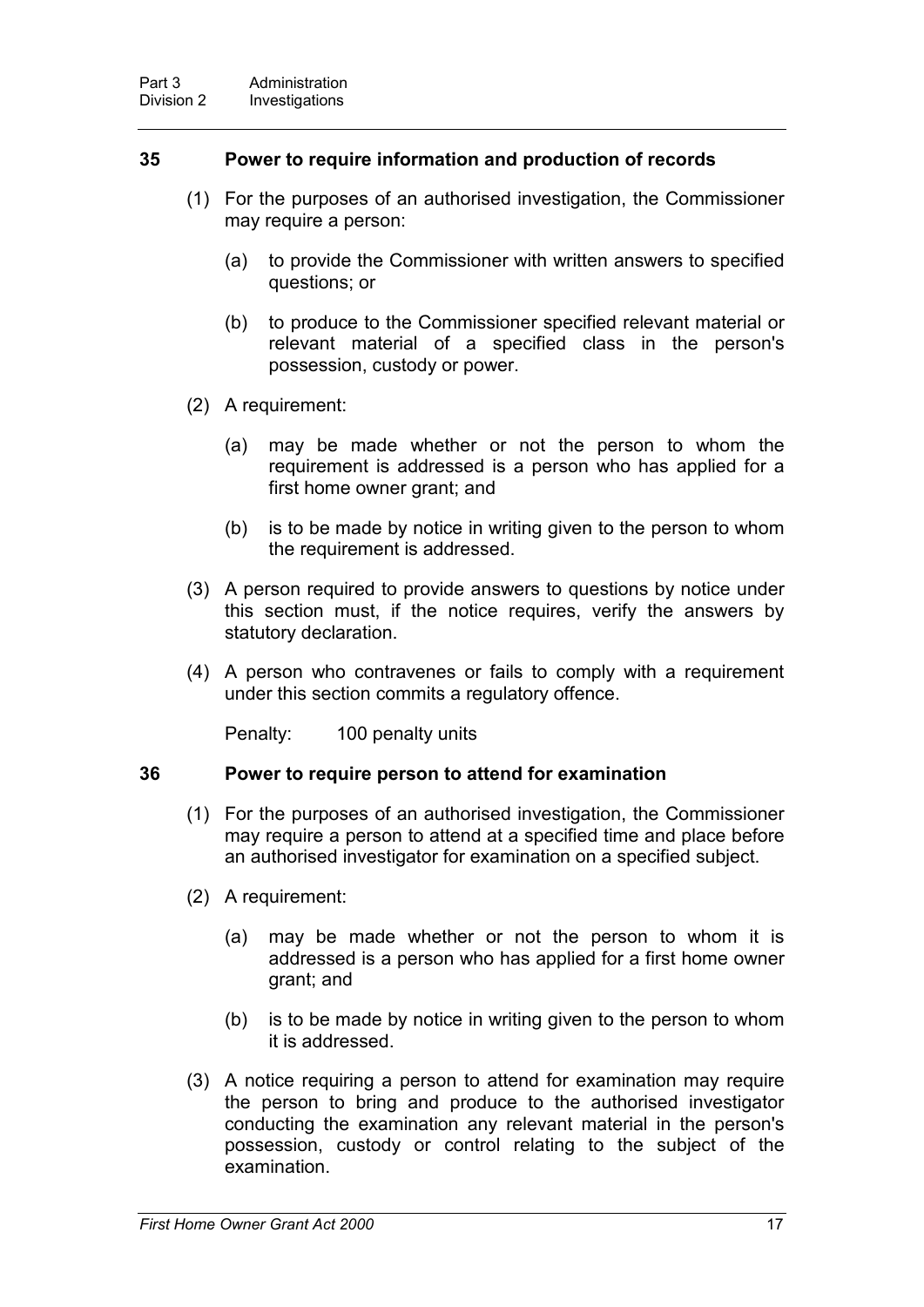## 35 Power to require information and production of records

(1) For the purposes of an authorised investigation, the Commissioner may require a person:

(a) to provide the Commissioner with written answers to specified questions; or

(b) to produce to the Commissioner specified relevant material or relevant material of a specified class in the person's possession, custody or power.

(2) A requirement:

(a) may be made whether or not the person to whom the requirement is addressed is a person who has applied for a first home owner grant; and

(b) is to be made by notice in writing given to the person to whom the requirement is addressed.

(3) A person required to provide answers to questions by notice under this section must, if the notice requires, verify the answers by statutory declaration.

(4) A person who contravenes or fails to comply with a requirement under this section commits a regulatory offence.

Penalty: 100 penalty units

## 36 Power to require person to attend for examination

(1) For the purposes of an authorised investigation, the Commissioner may require a person to attend at a specified time and place before an authorised investigator for examination on a specified subject.

(2) A requirement:

(a) may be made whether or not the person to whom it is addressed is a person who has applied for a first home owner grant; and

(b) is to be made by notice in writing given to the person to whom it is addressed.

(3) A notice requiring a person to attend for examination may require the person to bring and produce to the authorised investigator conducting the examination any relevant material in the person's possession, custody or control relating to the subject of the examination.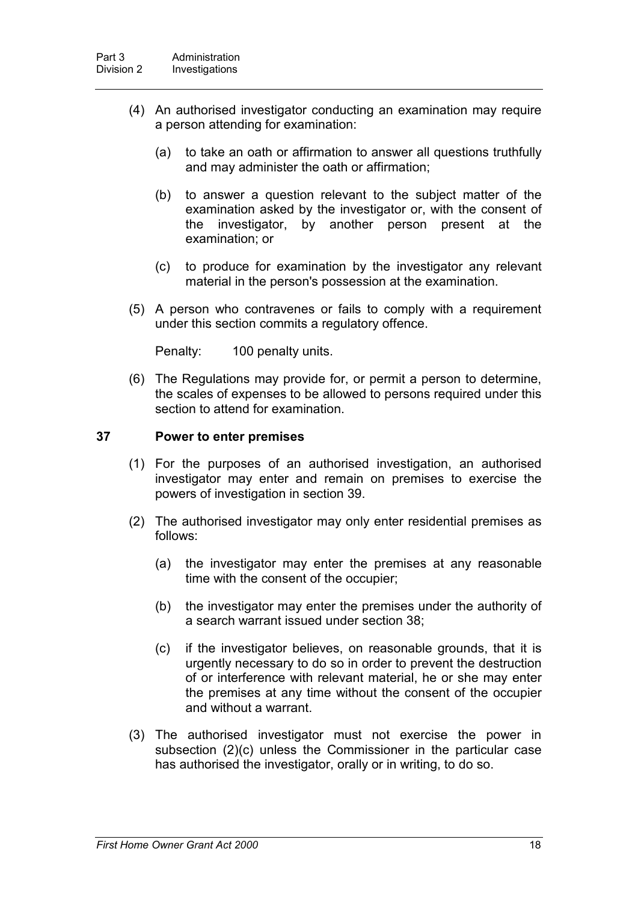(4) An authorised investigator conducting an examination may require a person attending for examination:

  (a) to take an oath or affirmation to answer all questions truthfully and may administer the oath or affirmation;

  (b) to answer a question relevant to the subject matter of the examination asked by the investigator or, with the consent of the investigator, by another person present at the examination; or

  (c) to produce for examination by the investigator any relevant material in the person's possession at the examination.

(5) A person who contravenes or fails to comply with a requirement under this section commits a regulatory offence.

Penalty: 100 penalty units.

(6) The Regulations may provide for, or permit a person to determine, the scales of expenses to be allowed to persons required under this section to attend for examination.

### 37 Power to enter premises

(1) For the purposes of an authorised investigation, an authorised investigator may enter and remain on premises to exercise the powers of investigation in section 39.

(2) The authorised investigator may only enter residential premises as follows:

  (a) the investigator may enter the premises at any reasonable time with the consent of the occupier;

  (b) the investigator may enter the premises under the authority of a search warrant issued under section 38;

  (c) if the investigator believes, on reasonable grounds, that it is urgently necessary to do so in order to prevent the destruction of or interference with relevant material, he or she may enter the premises at any time without the consent of the occupier and without a warrant.

(3) The authorised investigator must not exercise the power in subsection (2)(c) unless the Commissioner in the particular case has authorised the investigator, orally or in writing, to do so.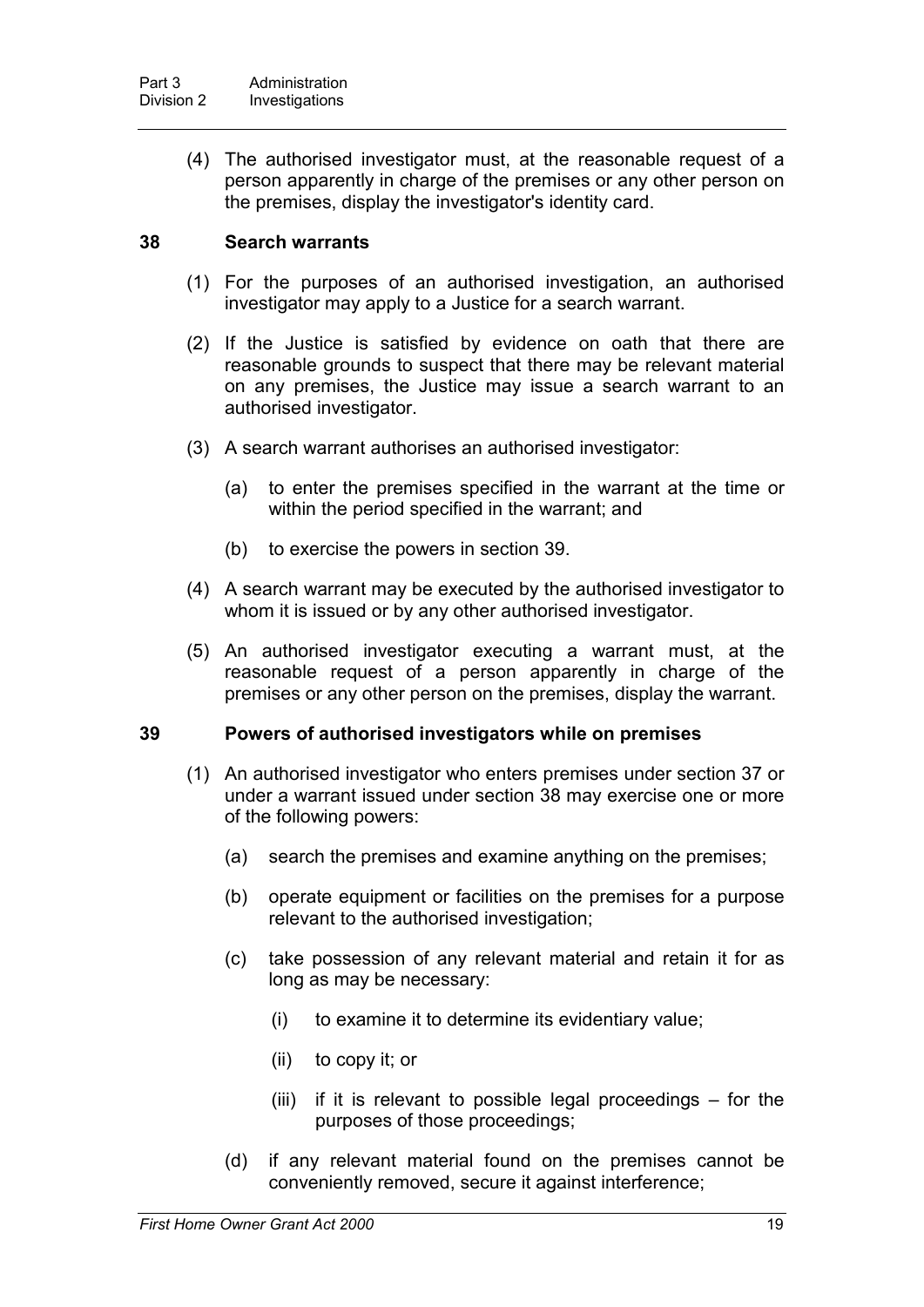(4) The authorised investigator must, at the reasonable request of a person apparently in charge of the premises or any other person on the premises, display the investigator's identity card.

### 38 Search warrants

(1) For the purposes of an authorised investigation, an authorised investigator may apply to a Justice for a search warrant.

(2) If the Justice is satisfied by evidence on oath that there are reasonable grounds to suspect that there may be relevant material on any premises, the Justice may issue a search warrant to an authorised investigator.

(3) A search warrant authorises an authorised investigator:

(a) to enter the premises specified in the warrant at the time or within the period specified in the warrant; and

(b) to exercise the powers in section 39.

(4) A search warrant may be executed by the authorised investigator to whom it is issued or by any other authorised investigator.

(5) An authorised investigator executing a warrant must, at the reasonable request of a person apparently in charge of the premises or any other person on the premises, display the warrant.

### 39 Powers of authorised investigators while on premises

(1) An authorised investigator who enters premises under section 37 or under a warrant issued under section 38 may exercise one or more of the following powers:

(a) search the premises and examine anything on the premises;

(b) operate equipment or facilities on the premises for a purpose relevant to the authorised investigation;

(c) take possession of any relevant material and retain it for as long as may be necessary:

(i) to examine it to determine its evidentiary value;

(ii) to copy it; or

(iii) if it is relevant to possible legal proceedings – for the purposes of those proceedings;

(d) if any relevant material found on the premises cannot be conveniently removed, secure it against interference;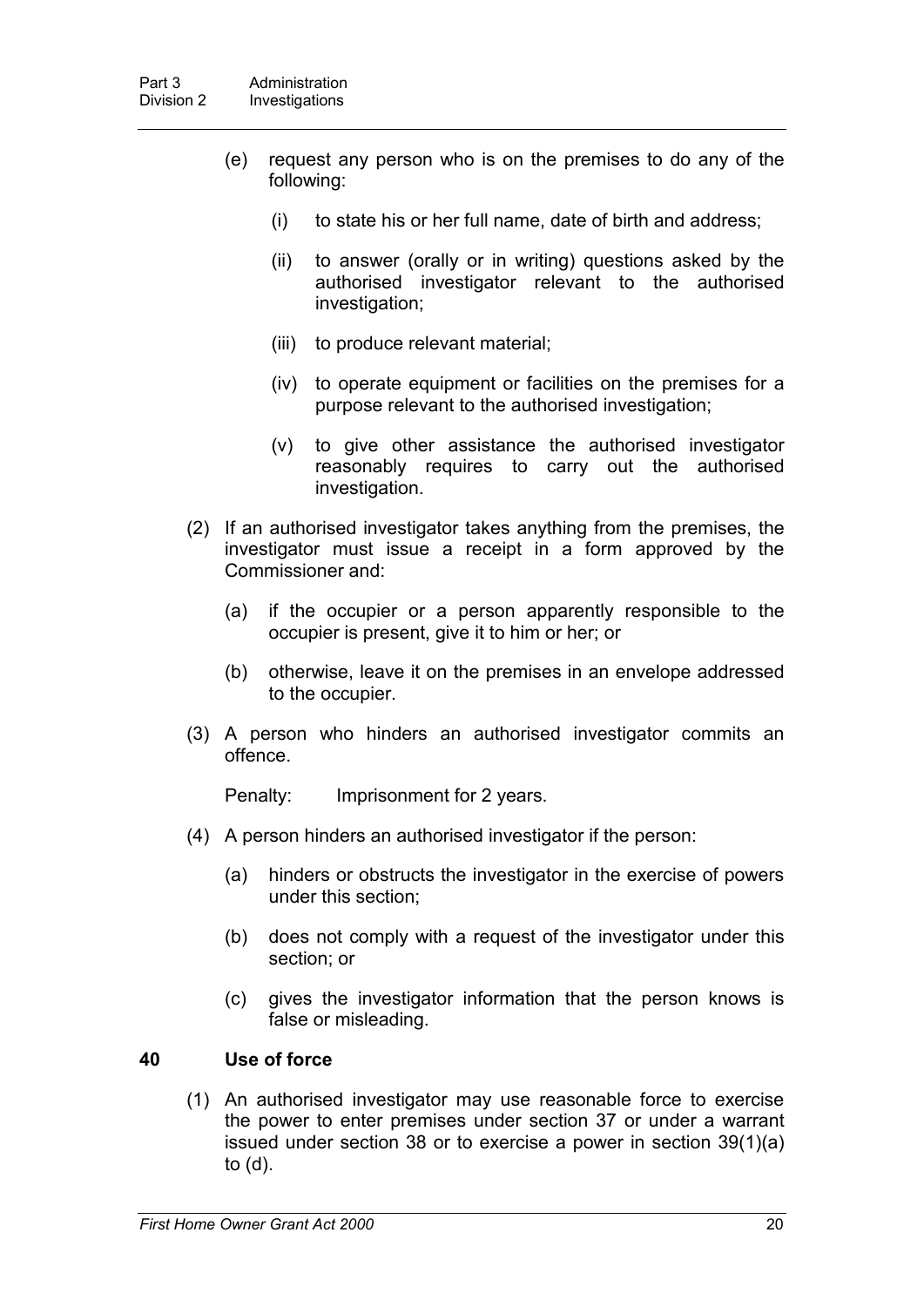(e) request any person who is on the premises to do any of the following:

   (i) to state his or her full name, date of birth and address;

   (ii) to answer (orally or in writing) questions asked by the authorised investigator relevant to the authorised investigation;

   (iii) to produce relevant material;

   (iv) to operate equipment or facilities on the premises for a purpose relevant to the authorised investigation;

   (v) to give other assistance the authorised investigator reasonably requires to carry out the authorised investigation.

(2) If an authorised investigator takes anything from the premises, the investigator must issue a receipt in a form approved by the Commissioner and:

   (a) if the occupier or a person apparently responsible to the occupier is present, give it to him or her; or

   (b) otherwise, leave it on the premises in an envelope addressed to the occupier.

(3) A person who hinders an authorised investigator commits an offence.

Penalty: Imprisonment for 2 years.

(4) A person hinders an authorised investigator if the person:

   (a) hinders or obstructs the investigator in the exercise of powers under this section;

   (b) does not comply with a request of the investigator under this section; or

   (c) gives the investigator information that the person knows is false or misleading.

### 40 Use of force

(1) An authorised investigator may use reasonable force to exercise the power to enter premises under section 37 or under a warrant issued under section 38 or to exercise a power in section 39(1)(a) to (d).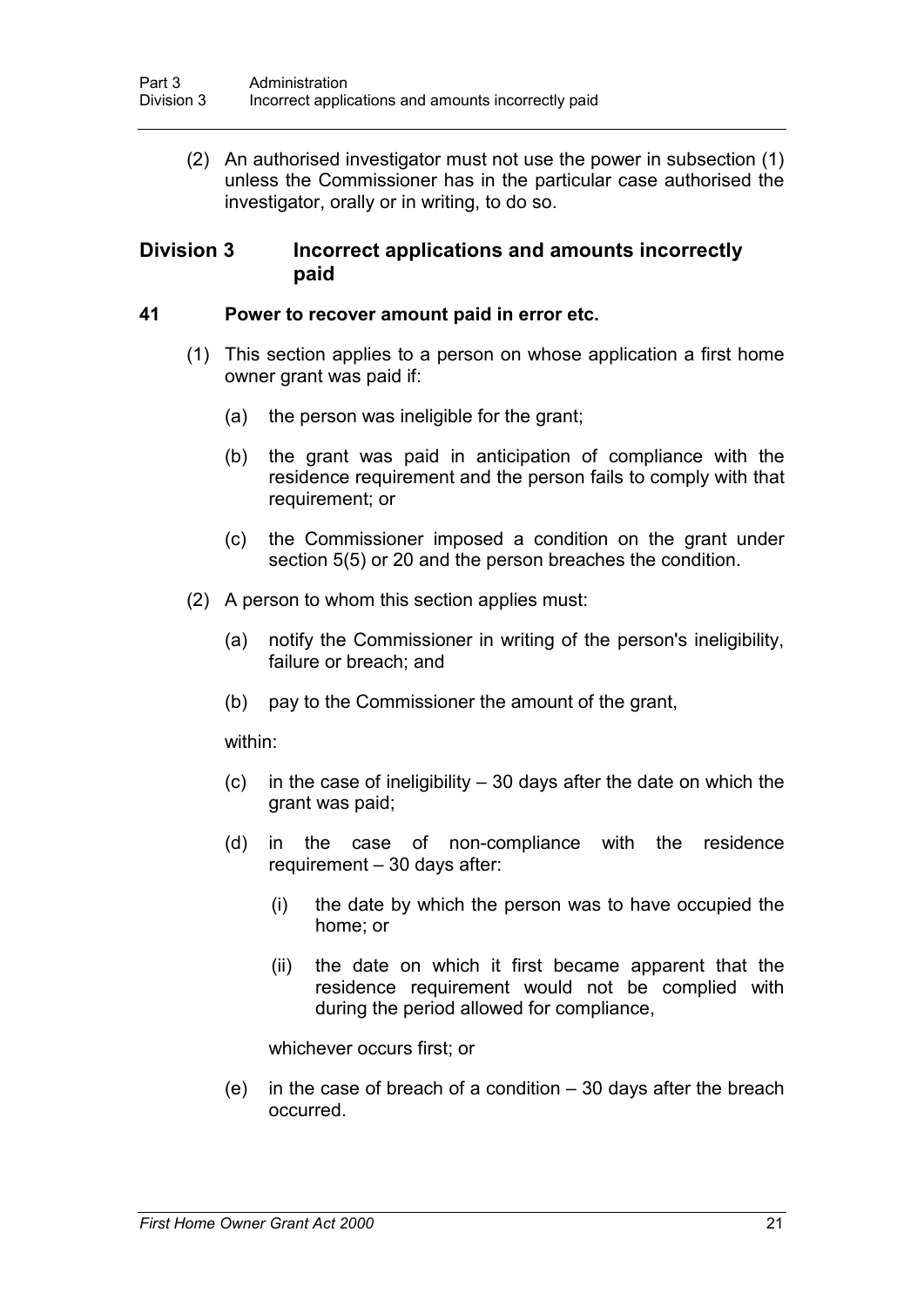(2) An authorised investigator must not use the power in subsection (1) unless the Commissioner has in the particular case authorised the investigator, orally or in writing, to do so.

## Division 3 Incorrect applications and amounts incorrectly paid

### 41 Power to recover amount paid in error etc.

(1) This section applies to a person on whose application a first home owner grant was paid if:

(a) the person was ineligible for the grant;

(b) the grant was paid in anticipation of compliance with the residence requirement and the person fails to comply with that requirement; or

(c) the Commissioner imposed a condition on the grant under section 5(5) or 20 and the person breaches the condition.

(2) A person to whom this section applies must:

(a) notify the Commissioner in writing of the person's ineligibility, failure or breach; and

(b) pay to the Commissioner the amount of the grant,

within:

(c) in the case of ineligibility – 30 days after the date on which the grant was paid;

(d) in the case of non-compliance with the residence requirement – 30 days after:

(i) the date by which the person was to have occupied the home; or

(ii) the date on which it first became apparent that the residence requirement would not be complied with during the period allowed for compliance,

whichever occurs first; or

(e) in the case of breach of a condition – 30 days after the breach occurred.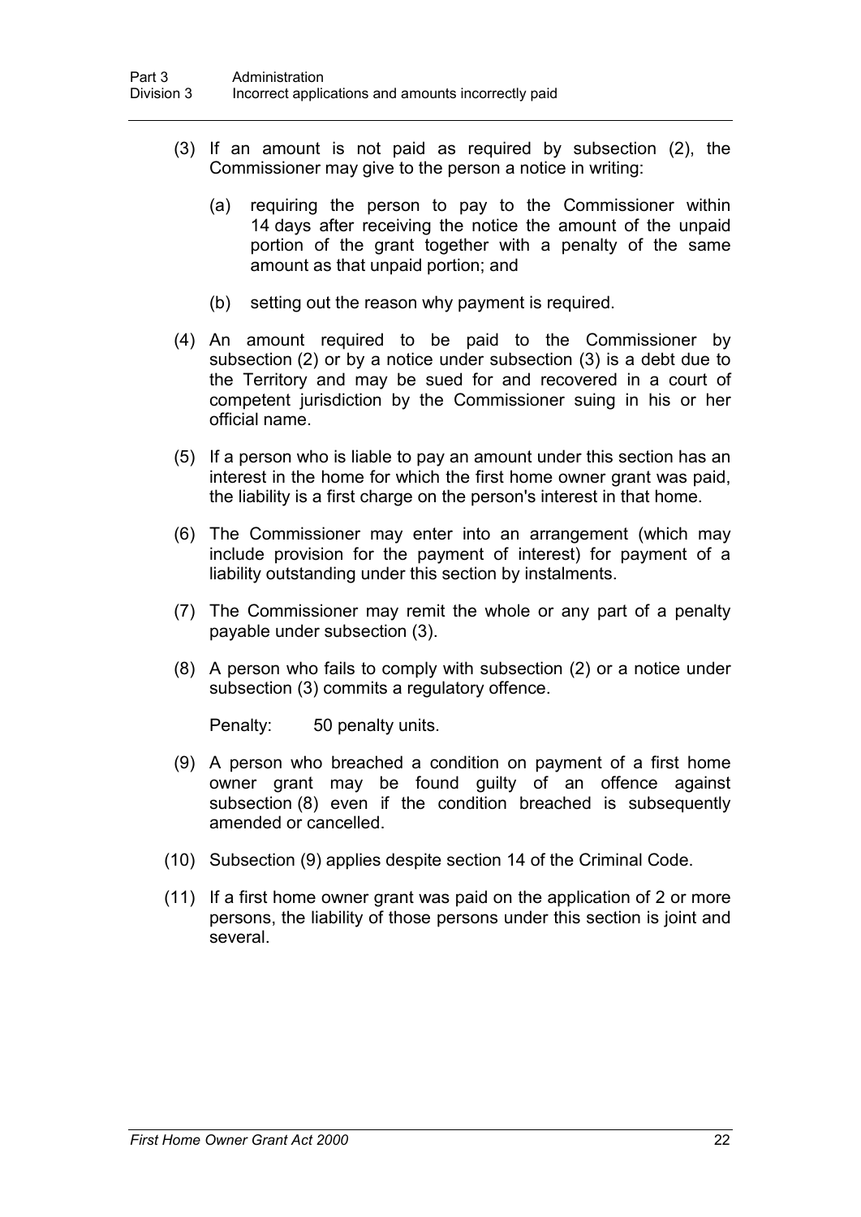(3) If an amount is not paid as required by subsection (2), the Commissioner may give to the person a notice in writing:

   (a) requiring the person to pay to the Commissioner within 14 days after receiving the notice the amount of the unpaid portion of the grant together with a penalty of the same amount as that unpaid portion; and

   (b) setting out the reason why payment is required.

(4) An amount required to be paid to the Commissioner by subsection (2) or by a notice under subsection (3) is a debt due to the Territory and may be sued for and recovered in a court of competent jurisdiction by the Commissioner suing in his or her official name.

(5) If a person who is liable to pay an amount under this section has an interest in the home for which the first home owner grant was paid, the liability is a first charge on the person's interest in that home.

(6) The Commissioner may enter into an arrangement (which may include provision for the payment of interest) for payment of a liability outstanding under this section by instalments.

(7) The Commissioner may remit the whole or any part of a penalty payable under subsection (3).

(8) A person who fails to comply with subsection (2) or a notice under subsection (3) commits a regulatory offence.

   Penalty: 50 penalty units.

(9) A person who breached a condition on payment of a first home owner grant may be found guilty of an offence against subsection (8) even if the condition breached is subsequently amended or cancelled.

(10) Subsection (9) applies despite section 14 of the Criminal Code.

(11) If a first home owner grant was paid on the application of 2 or more persons, the liability of those persons under this section is joint and several.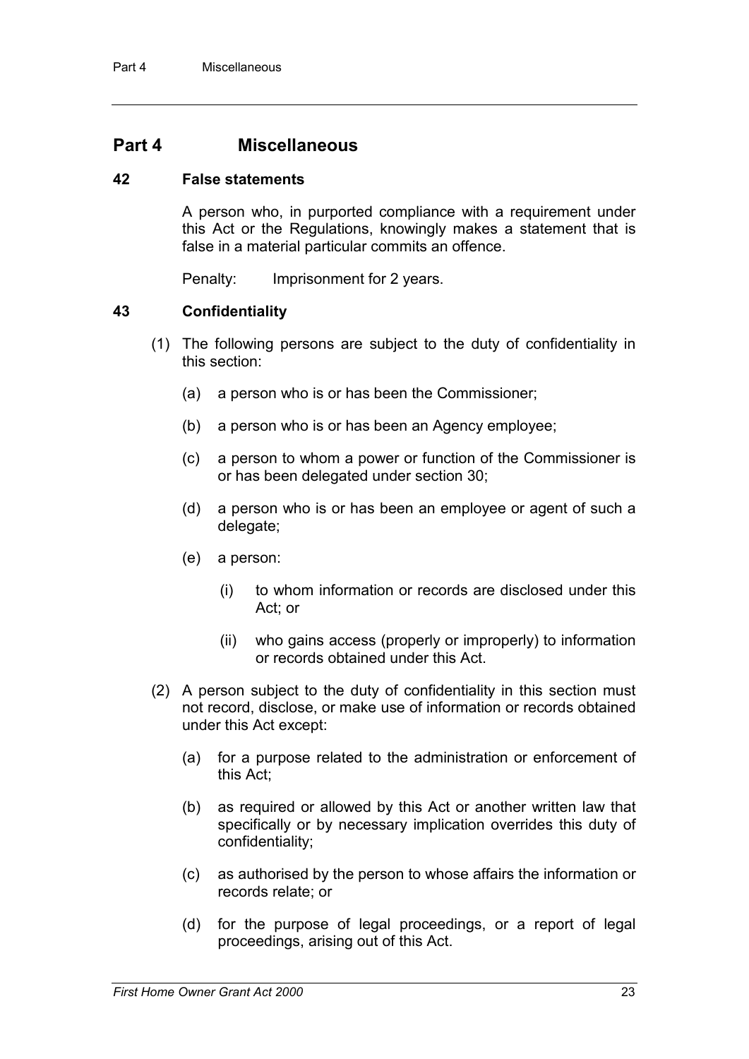# Part 4 Miscellaneous

### 42 False statements

A person who, in purported compliance with a requirement under this Act or the Regulations, knowingly makes a statement that is false in a material particular commits an offence.

Penalty: Imprisonment for 2 years.

### 43 Confidentiality

(1) The following persons are subject to the duty of confidentiality in this section:

(a) a person who is or has been the Commissioner;

(b) a person who is or has been an Agency employee;

(c) a person to whom a power or function of the Commissioner is or has been delegated under section 30;

(d) a person who is or has been an employee or agent of such a delegate;

(e) a person:

(i) to whom information or records are disclosed under this Act; or

(ii) who gains access (properly or improperly) to information or records obtained under this Act.

(2) A person subject to the duty of confidentiality in this section must not record, disclose, or make use of information or records obtained under this Act except:

(a) for a purpose related to the administration or enforcement of this Act;

(b) as required or allowed by this Act or another written law that specifically or by necessary implication overrides this duty of confidentiality;

(c) as authorised by the person to whose affairs the information or records relate; or

(d) for the purpose of legal proceedings, or a report of legal proceedings, arising out of this Act.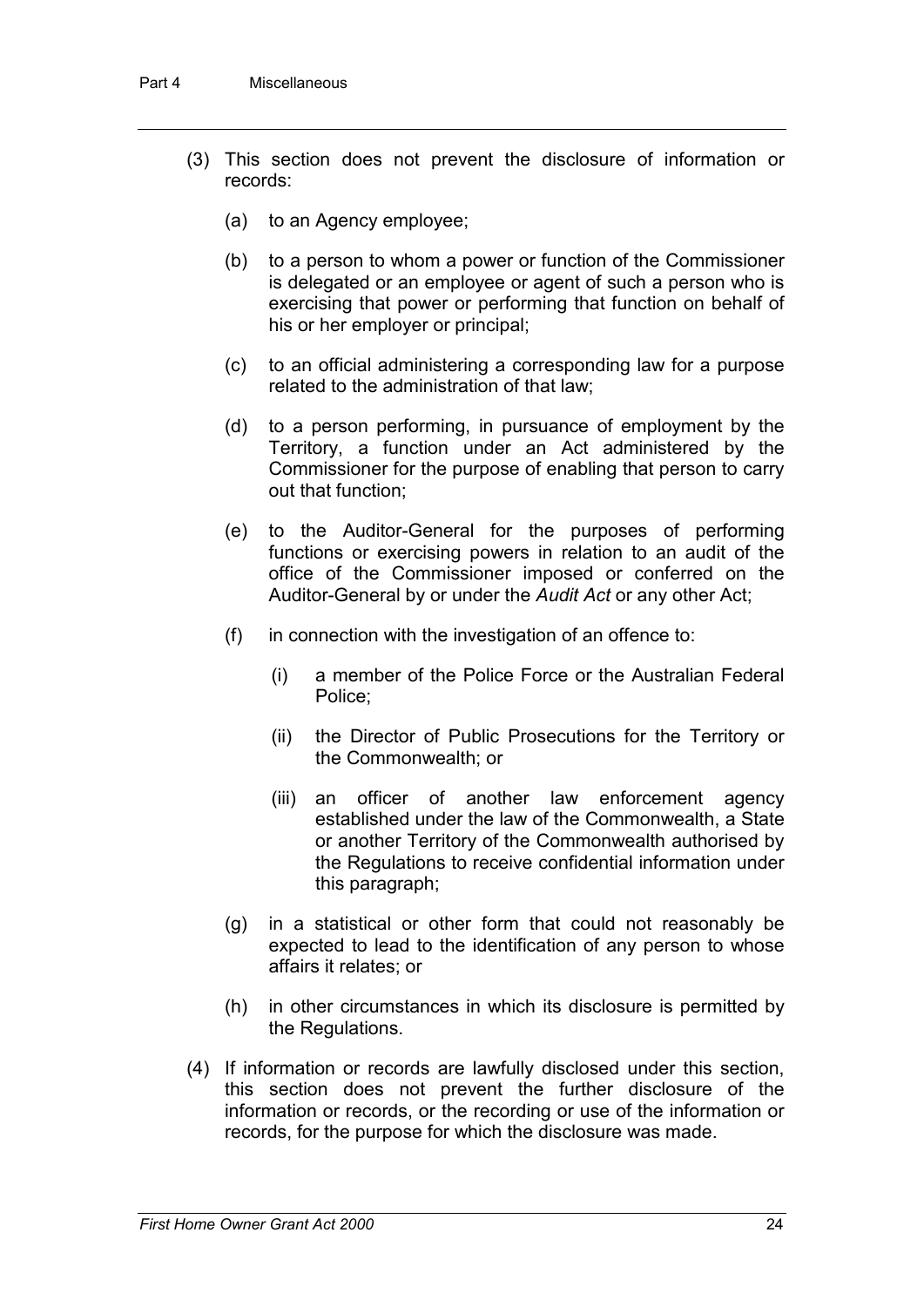(3) This section does not prevent the disclosure of information or records:

  (a) to an Agency employee;

  (b) to a person to whom a power or function of the Commissioner is delegated or an employee or agent of such a person who is exercising that power or performing that function on behalf of his or her employer or principal;

  (c) to an official administering a corresponding law for a purpose related to the administration of that law;

  (d) to a person performing, in pursuance of employment by the Territory, a function under an Act administered by the Commissioner for the purpose of enabling that person to carry out that function;

  (e) to the Auditor-General for the purposes of performing functions or exercising powers in relation to an audit of the office of the Commissioner imposed or conferred on the Auditor-General by or under the *Audit Act* or any other Act;

  (f) in connection with the investigation of an offence to:

    (i) a member of the Police Force or the Australian Federal Police;

    (ii) the Director of Public Prosecutions for the Territory or the Commonwealth; or

    (iii) an officer of another law enforcement agency established under the law of the Commonwealth, a State or another Territory of the Commonwealth authorised by the Regulations to receive confidential information under this paragraph;

  (g) in a statistical or other form that could not reasonably be expected to lead to the identification of any person to whose affairs it relates; or

  (h) in other circumstances in which its disclosure is permitted by the Regulations.

(4) If information or records are lawfully disclosed under this section, this section does not prevent the further disclosure of the information or records, or the recording or use of the information or records, for the purpose for which the disclosure was made.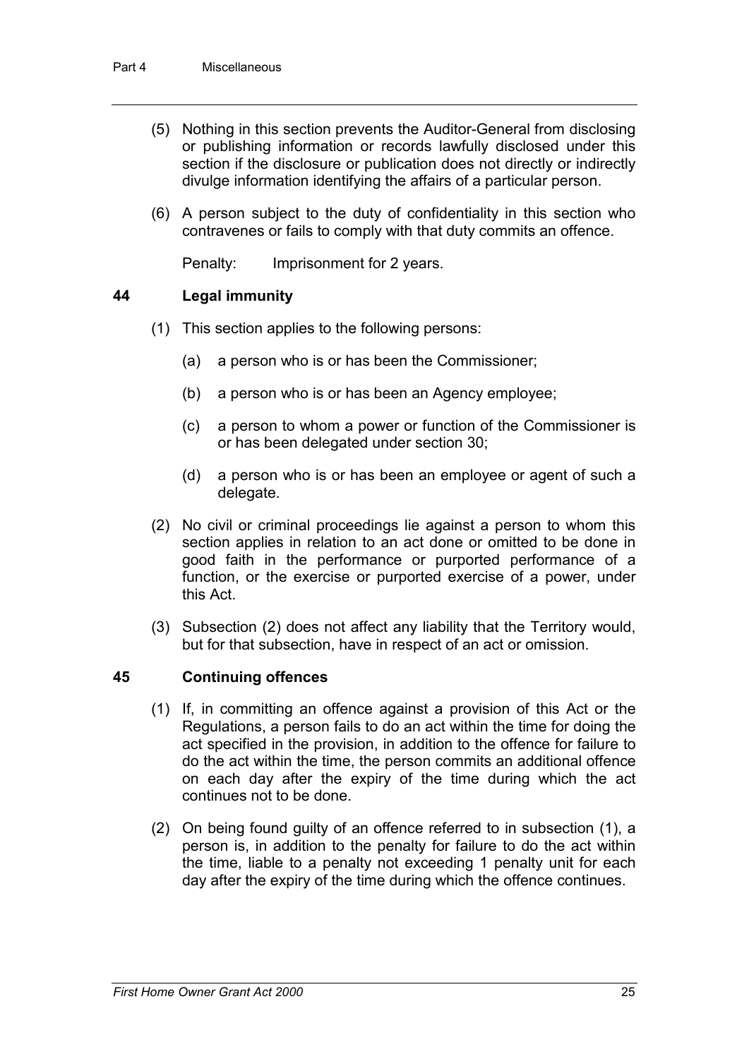(5) Nothing in this section prevents the Auditor-General from disclosing or publishing information or records lawfully disclosed under this section if the disclosure or publication does not directly or indirectly divulge information identifying the affairs of a particular person.

(6) A person subject to the duty of confidentiality in this section who contravenes or fails to comply with that duty commits an offence.

Penalty: Imprisonment for 2 years.

### 44 Legal immunity

(1) This section applies to the following persons:

(a) a person who is or has been the Commissioner;

(b) a person who is or has been an Agency employee;

(c) a person to whom a power or function of the Commissioner is or has been delegated under section 30;

(d) a person who is or has been an employee or agent of such a delegate.

(2) No civil or criminal proceedings lie against a person to whom this section applies in relation to an act done or omitted to be done in good faith in the performance or purported performance of a function, or the exercise or purported exercise of a power, under this Act.

(3) Subsection (2) does not affect any liability that the Territory would, but for that subsection, have in respect of an act or omission.

### 45 Continuing offences

(1) If, in committing an offence against a provision of this Act or the Regulations, a person fails to do an act within the time for doing the act specified in the provision, in addition to the offence for failure to do the act within the time, the person commits an additional offence on each day after the expiry of the time during which the act continues not to be done.

(2) On being found guilty of an offence referred to in subsection (1), a person is, in addition to the penalty for failure to do the act within the time, liable to a penalty not exceeding 1 penalty unit for each day after the expiry of the time during which the offence continues.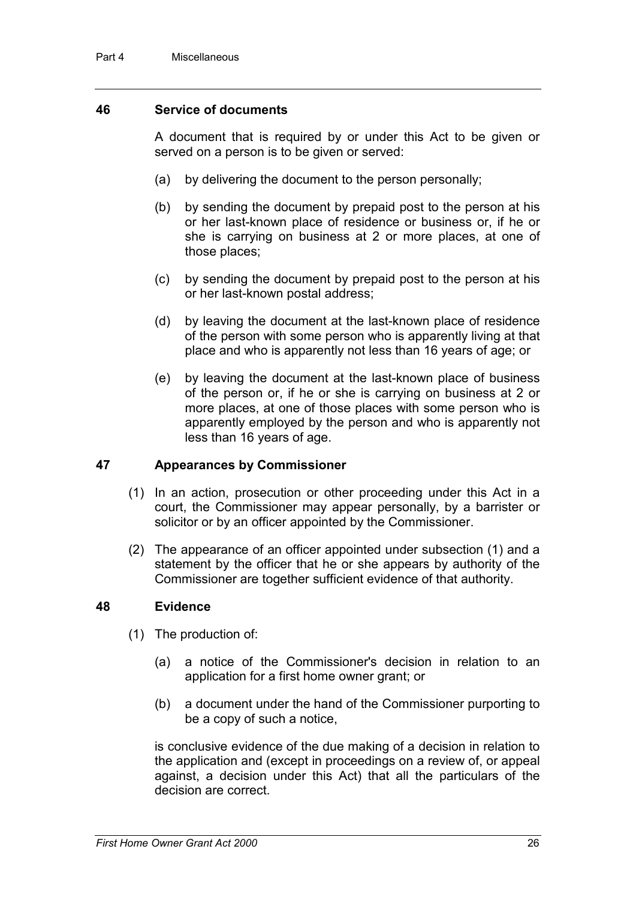### 46 Service of documents

A document that is required by or under this Act to be given or served on a person is to be given or served:

(a) by delivering the document to the person personally;

(b) by sending the document by prepaid post to the person at his or her last-known place of residence or business or, if he or she is carrying on business at 2 or more places, at one of those places;

(c) by sending the document by prepaid post to the person at his or her last-known postal address;

(d) by leaving the document at the last-known place of residence of the person with some person who is apparently living at that place and who is apparently not less than 16 years of age; or

(e) by leaving the document at the last-known place of business of the person or, if he or she is carrying on business at 2 or more places, at one of those places with some person who is apparently employed by the person and who is apparently not less than 16 years of age.

### 47 Appearances by Commissioner

(1) In an action, prosecution or other proceeding under this Act in a court, the Commissioner may appear personally, by a barrister or solicitor or by an officer appointed by the Commissioner.

(2) The appearance of an officer appointed under subsection (1) and a statement by the officer that he or she appears by authority of the Commissioner are together sufficient evidence of that authority.

### 48 Evidence

(1) The production of:

(a) a notice of the Commissioner's decision in relation to an application for a first home owner grant; or

(b) a document under the hand of the Commissioner purporting to be a copy of such a notice,

is conclusive evidence of the due making of a decision in relation to the application and (except in proceedings on a review of, or appeal against, a decision under this Act) that all the particulars of the decision are correct.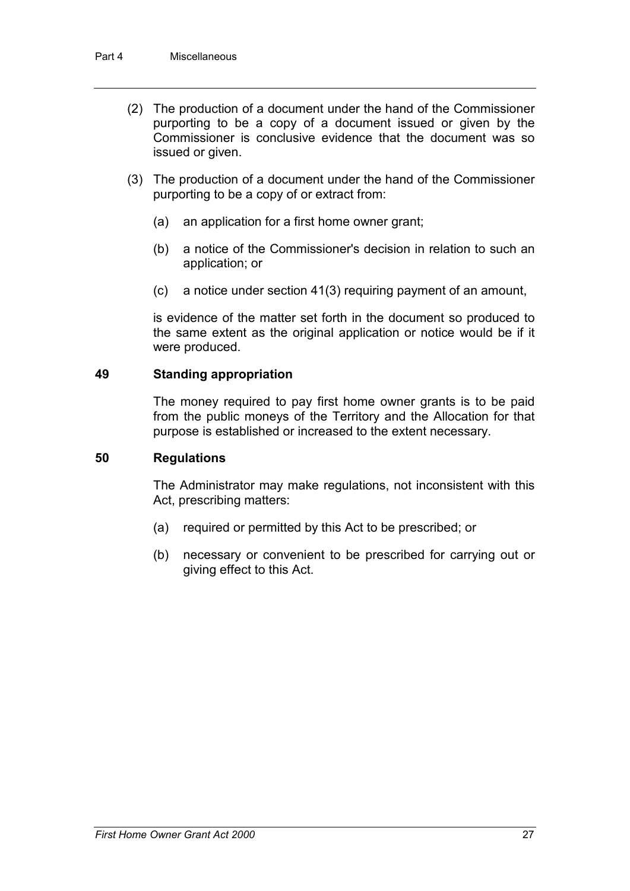(2) The production of a document under the hand of the Commissioner purporting to be a copy of a document issued or given by the Commissioner is conclusive evidence that the document was so issued or given.

(3) The production of a document under the hand of the Commissioner purporting to be a copy of or extract from:

(a) an application for a first home owner grant;

(b) a notice of the Commissioner's decision in relation to such an application; or

(c) a notice under section 41(3) requiring payment of an amount,

is evidence of the matter set forth in the document so produced to the same extent as the original application or notice would be if it were produced.

### 49 Standing appropriation

The money required to pay first home owner grants is to be paid from the public moneys of the Territory and the Allocation for that purpose is established or increased to the extent necessary.

### 50 Regulations

The Administrator may make regulations, not inconsistent with this Act, prescribing matters:

(a) required or permitted by this Act to be prescribed; or

(b) necessary or convenient to be prescribed for carrying out or giving effect to this Act.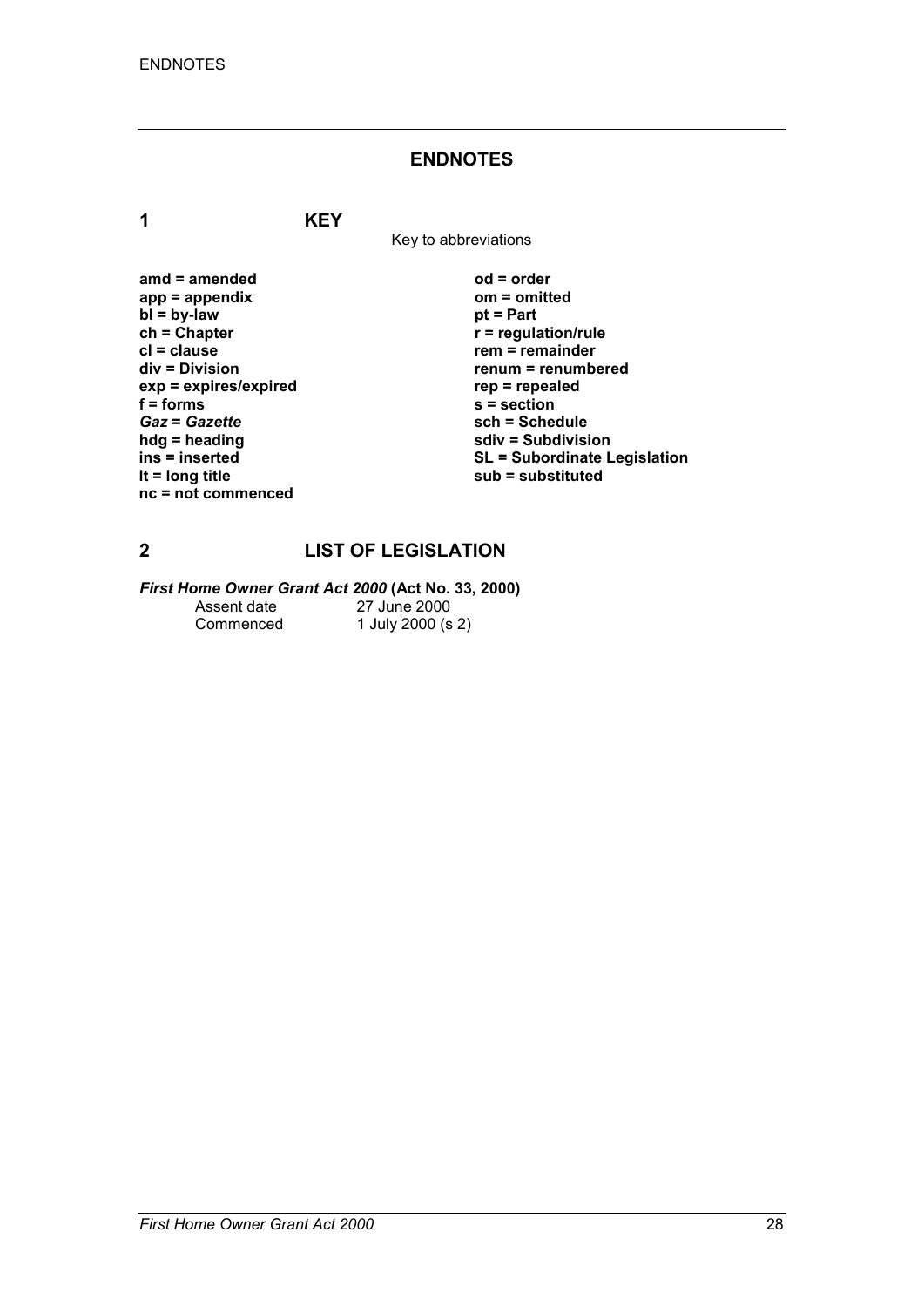## ENDNOTES

### 1 KEY

Key to abbreviations

**amd = amended**
**app = appendix**
**bl = by-law**
**ch = Chapter**
**cl = clause**
**div = Division**
**exp = expires/expired**
**f = forms**
***Gaz* = *Gazette***
**hdg = heading**
**ins = inserted**
**lt = long title**
**nc = not commenced**
**od = order**
**om = omitted**
**pt = Part**
**r = regulation/rule**
**rem = remainder**
**renum = renumbered**
**rep = repealed**
**s = section**
**sch = Schedule**
**sdiv = Subdivision**
**SL = Subordinate Legislation**
**sub = substituted**

### 2 LIST OF LEGISLATION

***First Home Owner Grant Act 2000* (Act No. 33, 2000)**

| | |
|---|---|
| Assent date | 27 June 2000 |
| Commenced | 1 July 2000 (s 2) |